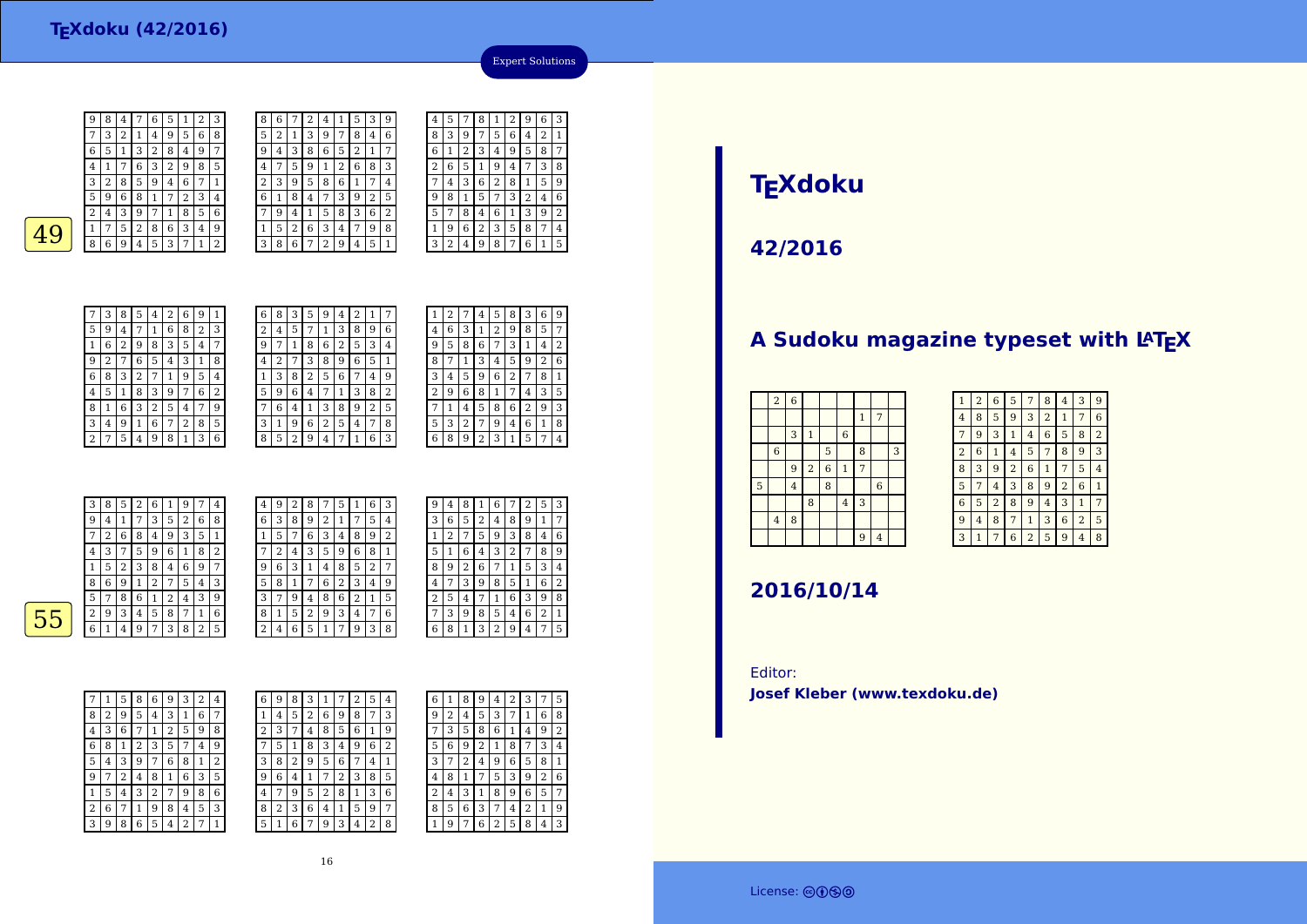## Expert Solutions

**49**

| 9 | 8 | 4 | 7 | 6 | 5 | 1 | 2 | 3 |
|---|---|---|---|---|---|---|---|---|
| 7 | 3 | 2 | 1 | 4 | 9 | 5 | 6 | 8 |
| 6 | 5 | 1 | 3 | 2 | 8 | 4 | 9 | 7 |
| 4 | 1 | 7 | 6 | 3 | 2 | 9 | 8 | 5 |
| 3 | 2 | 8 | 5 | 9 | 4 | 6 | 7 | 1 |
| 5 | 9 | 6 | 8 | 1 | 7 | 2 | 3 | 4 |
| 2 | 4 | 3 | 9 | 7 | 1 | 8 | 5 | 6 |
| 1 | 7 | 5 | 2 | 8 | 6 | 3 | 4 | 9 |
| 8 | 6 | 9 | 4 | 5 | 3 | 7 | 1 | 2 |

| 8 | 6 | 7 | 2 | 4 | 1 | 5 | 3 | 9 |
|---|---|---|---|---|---|---|---|---|
| 5 | 2 | 1 | 3 | 9 | 7 | 8 | 4 | 6 |
| 9 | 4 | 3 | 8 | 6 | 5 | 2 | 1 | 7 |
| 4 | 7 | 5 | 9 | 1 | 2 | 6 | 8 | 3 |
| 2 | 3 | 9 | 5 | 8 | 6 | 1 | 7 | 4 |
| 6 | 1 | 8 | 4 | 7 | 3 | 9 | 2 | 5 |
| 7 | 9 | 4 | 1 | 5 | 8 | 3 | 6 | 2 |
| 1 | 5 | 2 | 6 | 3 | 4 | 7 | 9 | 8 |
| 3 | 8 | 6 | 7 | 2 | 9 | 4 | 5 | 1 |

| 4 | 5 | 7 | 8 | 1 | 2 | 9 | 6 | 3 |
|---|---|---|---|---|---|---|---|---|
| 8 | 3 | 9 | 7 | 5 | 6 | 4 | 2 | 1 |
| 6 | 1 | 2 | 3 | 4 | 9 | 5 | 8 | 7 |
| 2 | 6 | 5 | 1 | 9 | 4 | 7 | 3 | 8 |
| 7 | 4 | 3 | 6 | 2 | 8 | 1 | 5 | 9 |
| 9 | 8 | 1 | 5 | 7 | 3 | 2 | 4 | 6 |
| 5 | 7 | 8 | 4 | 6 | 1 | 3 | 9 | 2 |
| 1 | 9 | 6 | 2 | 3 | 5 | 8 | 7 | 4 |
| 3 | 2 | 4 | 9 | 8 | 7 | 6 | 1 | 5 |

| 7 | 3 | 8 | 5 | 4 | 2 | 6 | 9 | 1 |
|---|---|---|---|---|---|---|---|---|
| 5 | 9 | 4 | 7 | 1 | 6 | 8 | 2 | 3 |
| 1 | 6 | 2 | 9 | 8 | 3 | 5 | 4 | 7 |
| 9 | 2 | 7 | 6 | 5 | 4 | 3 | 1 | 8 |
| 6 | 8 | 3 | 2 | 7 | 1 | 9 | 5 | 4 |
| 4 | 5 | 1 | 8 | 3 | 9 | 7 | 6 | 2 |
| 8 | 1 | 6 | 3 | 2 | 5 | 4 | 7 | 9 |
| 3 | 4 | 9 | 1 | 6 | 7 | 2 | 8 | 5 |
| 2 | 7 | 5 | 4 | 9 | 8 | 1 | 3 | 6 |

| 6 | 8 | 3 | 5 | 9 | 4 | 2 | 1 | 7 |
|---|---|---|---|---|---|---|---|---|
| 2 | 4 | 5 | 7 | 1 | 3 | 8 | 9 | 6 |
| 9 | 7 | 1 | 8 | 6 | 2 | 5 | 3 | 4 |
| 4 | 2 | 7 | 3 | 8 | 9 | 6 | 5 | 1 |
| 1 | 3 | 8 | 2 | 5 | 6 | 7 | 4 | 9 |
| 5 | 9 | 6 | 4 | 7 | 1 | 3 | 8 | 2 |
| 7 | 6 | 4 | 1 | 3 | 8 | 9 | 2 | 5 |
| 3 | 1 | 9 | 6 | 2 | 5 | 4 | 7 | 8 |
| 8 | 5 | 2 | 9 | 4 | 7 | 1 | 6 | 3 |

| 1 | 2 | 7 | 4 | 5 | 8 | 3 | 6 | 9 |
|---|---|---|---|---|---|---|---|---|
| 4 | 6 | 3 | 1 | 2 | 9 | 8 | 5 | 7 |
| 9 | 5 | 8 | 6 | 7 | 3 | 1 | 4 | 2 |
| 8 | 7 | 1 | 3 | 4 | 5 | 9 | 2 | 6 |
| 3 | 4 | 5 | 9 | 6 | 2 | 7 | 8 | 1 |
| 2 | 9 | 6 | 8 | 1 | 7 | 4 | 3 | 5 |
| 7 | 1 | 4 | 5 | 8 | 6 | 2 | 9 | 3 |
| 5 | 3 | 2 | 7 | 9 | 4 | 6 | 1 | 8 |
| 6 | 8 | 9 | 2 | 3 | 1 | 5 | 7 | 4 |

**55**

| 3 | 8 | 5 | 2 | 6 | 1 | 9 | 7 | 4 |
|---|---|---|---|---|---|---|---|---|
| 9 | 4 | 1 | 7 | 3 | 5 | 2 | 6 | 8 |
| 7 | 2 | 6 | 8 | 4 | 9 | 3 | 5 | 1 |
| 4 | 3 | 7 | 5 | 9 | 6 | 1 | 8 | 2 |
| 1 | 5 | 2 | 3 | 8 | 4 | 6 | 9 | 7 |
| 8 | 6 | 9 | 1 | 2 | 7 | 5 | 4 | 3 |
| 5 | 7 | 8 | 6 | 1 | 2 | 4 | 3 | 9 |
| 2 | 9 | 3 | 4 | 5 | 8 | 7 | 1 | 6 |
| 6 | 1 | 4 | 9 | 7 | 3 | 8 | 2 | 5 |

| 4 | 9 | 2 | 8 | 7 | 5 | 1 | 6 | 3 |
|---|---|---|---|---|---|---|---|---|
| 6 | 3 | 8 | 9 | 2 | 1 | 7 | 5 | 4 |
| 1 | 5 | 7 | 6 | 3 | 4 | 8 | 9 | 2 |
| 7 | 2 | 4 | 3 | 5 | 9 | 6 | 8 | 1 |
| 9 | 6 | 3 | 1 | 4 | 8 | 5 | 2 | 7 |
| 5 | 8 | 1 | 7 | 6 | 2 | 3 | 4 | 9 |
| 3 | 7 | 9 | 4 | 8 | 6 | 2 | 1 | 5 |
| 8 | 1 | 5 | 2 | 9 | 3 | 4 | 7 | 6 |
| 2 | 4 | 6 | 5 | 1 | 7 | 9 | 3 | 8 |

| 9 | 4 | 8 | 1 | 6 | 7 | 2 | 5 | 3 |
|---|---|---|---|---|---|---|---|---|
| 3 | 6 | 5 | 2 | 4 | 8 | 9 | 1 | 7 |
| 1 | 2 | 7 | 5 | 9 | 3 | 8 | 4 | 6 |
| 5 | 1 | 6 | 4 | 3 | 2 | 7 | 8 | 9 |
| 8 | 9 | 2 | 6 | 7 | 1 | 5 | 3 | 4 |
| 4 | 7 | 3 | 9 | 8 | 5 | 1 | 6 | 2 |
| 2 | 5 | 4 | 7 | 1 | 6 | 3 | 9 | 8 |
| 7 | 3 | 9 | 8 | 5 | 4 | 6 | 2 | 1 |
| 6 | 8 | 1 | 3 | 2 | 9 | 4 | 7 | 5 |

| 7 | 1 | 5 | 8 | 6 | 9 | 3 | 2 | 4 |
|---|---|---|---|---|---|---|---|---|
| 8 | 2 | 9 | 5 | 4 | 3 | 1 | 6 | 7 |
| 4 | 3 | 6 | 7 | 1 | 2 | 5 | 9 | 8 |
| 6 | 8 | 1 | 2 | 3 | 5 | 7 | 4 | 9 |
| 5 | 4 | 3 | 9 | 7 | 6 | 8 | 1 | 2 |
| 9 | 7 | 2 | 4 | 8 | 1 | 6 | 3 | 5 |
| 1 | 5 | 4 | 3 | 2 | 7 | 9 | 8 | 6 |
| 2 | 6 | 7 | 1 | 9 | 8 | 4 | 5 | 3 |
| 3 | 9 | 8 | 6 | 5 | 4 | 2 | 7 | 1 |

| 6 | 9 | 8 | 3 | 1 | 7 | 2 | 5 | 4 |
|---|---|---|---|---|---|---|---|---|
| 1 | 4 | 5 | 2 | 6 | 9 | 8 | 7 | 3 |
| 2 | 3 | 7 | 4 | 8 | 5 | 6 | 1 | 9 |
| 7 | 5 | 1 | 8 | 3 | 4 | 9 | 6 | 2 |
| 3 | 8 | 2 | 9 | 5 | 6 | 7 | 4 | 1 |
| 9 | 6 | 4 | 1 | 7 | 2 | 3 | 8 | 5 |
| 4 | 7 | 9 | 5 | 2 | 8 | 1 | 3 | 6 |
| 8 | 2 | 3 | 6 | 4 | 1 | 5 | 9 | 7 |
| 5 | 1 | 6 | 7 | 9 | 3 | 4 | 2 | 8 |

| 6 | 1 | 8 | 9 | 4 | 2 | 3 | 7 | 5 |
|---|---|---|---|---|---|---|---|---|
| 9 | 2 | 4 | 5 | 3 | 7 | 1 | 6 | 8 |
| 7 | 3 | 5 | 8 | 6 | 1 | 4 | 9 | 2 |
| 5 | 6 | 9 | 2 | 1 | 8 | 7 | 3 | 4 |
| 3 | 7 | 2 | 4 | 9 | 6 | 5 | 8 | 1 |
| 4 | 8 | 1 | 7 | 5 | 3 | 9 | 2 | 6 |
| 2 | 4 | 3 | 1 | 8 | 9 | 6 | 5 | 7 |
| 8 | 5 | 6 | 3 | 7 | 4 | 2 | 1 | 9 |
| 1 | 9 | 7 | 6 | 2 | 5 | 8 | 4 | 3 |

# TEXdoku

## 42/2016

## A Sudoku magazine typeset with LATEX

|   | 2 | 6 |   |   |   |   |   |   |
|---|---|---|---|---|---|---|---|---|
|   |   |   |   |   |   | 1 | 7 |   |
|   |   | 3 | 1 |   | 6 |   |   |   |
|   | 6 |   |   | 5 |   | 8 |   | 3 |
|   |   | 9 | 2 | 6 | 1 | 7 |   |   |
| 5 |   | 4 |   | 8 |   |   | 6 |   |
|   |   |   | 8 |   | 4 | 3 |   |   |
|   | 4 | 8 |   |   |   |   |   |   |
|   |   |   |   |   |   | 9 | 4 |   |

| 1 | 2 | 6 | 5 | 7 | 8 | 4 | 3 | 9 |
|---|---|---|---|---|---|---|---|---|
| 4 | 8 | 5 | 9 | 3 | 2 | 1 | 7 | 6 |
| 7 | 9 | 3 | 1 | 4 | 6 | 5 | 8 | 2 |
| 2 | 6 | 1 | 4 | 5 | 7 | 8 | 9 | 3 |
| 8 | 3 | 9 | 2 | 6 | 1 | 7 | 5 | 4 |
| 5 | 7 | 4 | 3 | 8 | 9 | 2 | 6 | 1 |
| 6 | 5 | 2 | 8 | 9 | 4 | 3 | 1 | 7 |
| 9 | 4 | 8 | 7 | 1 | 3 | 6 | 2 | 5 |
| 3 | 1 | 7 | 6 | 2 | 5 | 9 | 4 | 8 |

## 2016/10/14

Editor:
**Josef Kleber (www.texdoku.de)**

License: cc by-nc-sa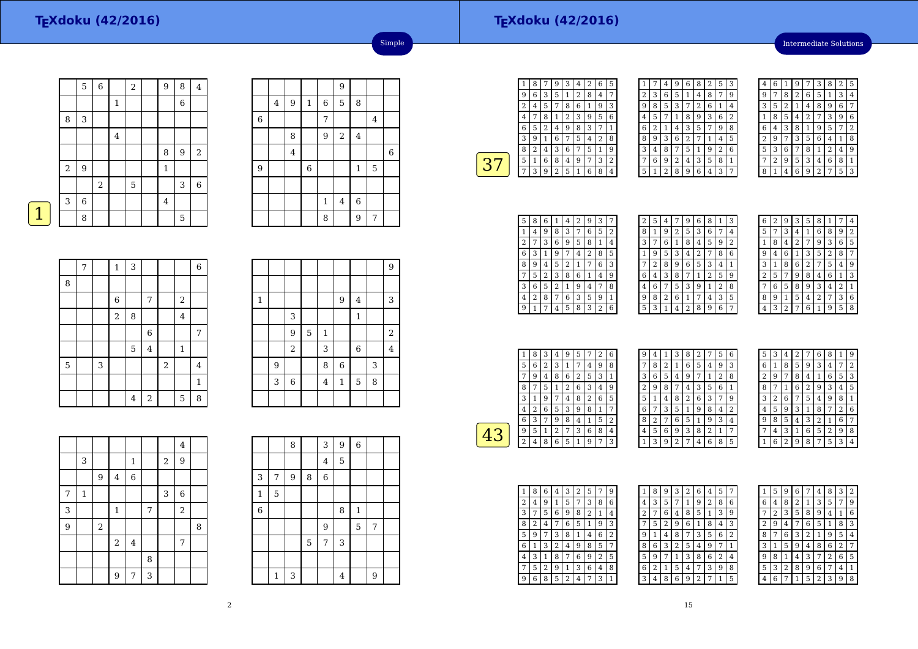## Simple

**1**

| | 5 | 6 | | 2 | | 9 | 8 | 4 |
|---|---|---|---|---|---|---|---|---|
| | | | 1 | | | | 6 | |
| 8 | 3 | | | | | | | |
| | | | 4 | | | | | |
| | | | | | | 8 | 9 | 2 |
| 2 | 9 | | | | | 1 | | |
| | | 2 | | 5 | | | 3 | 6 |
| 3 | 6 | | | | | 4 | | |
| | 8 | | | | | | 5 | |

| | | | | | 9 | | | |
|---|---|---|---|---|---|---|---|---|
| | 4 | 9 | 1 | 6 | 5 | 8 | | |
| 6 | | | | 7 | | | 4 | |
| | | 8 | | 9 | 2 | 4 | | |
| | | 4 | | | | | | 6 |
| 9 | | | 6 | | | 1 | 5 | |
| | | | | | | | | |
| | | | | 1 | 4 | 6 | | |
| | | | | 8 | | 9 | 7 | |

| | 7 | | 1 | 3 | | | | 6 |
|---|---|---|---|---|---|---|---|---|
| 8 | | | | | | | | |
| | | | 6 | | 7 | | 2 | |
| | | | 2 | 8 | | | 4 | |
| | | | | | 6 | | | 7 |
| | | | | 5 | 4 | | 1 | |
| 5 | | 3 | | | | 2 | | 4 |
| | | | | | | | | 1 |
| | | | | 4 | 2 | | 5 | 8 |

| | | | | | | | | 9 |
|---|---|---|---|---|---|---|---|---|
| | | | | | | | | |
| 1 | | | | | 9 | 4 | | 3 |
| | | 3 | | | | 1 | | |
| | | 9 | 5 | 1 | | | | 2 |
| | | 2 | | 3 | | 6 | | 4 |
| | 9 | | | 8 | 6 | | 3 | |
| | 3 | 6 | | 4 | 1 | 5 | 8 | |
| | | | | | | | | |

| | | | | | | | 4 | |
|---|---|---|---|---|---|---|---|---|
| | 3 | | | 1 | | 2 | 9 | |
| | | 9 | 4 | 6 | | | | |
| 7 | 1 | | | | | 3 | 6 | |
| 3 | | | 1 | | 7 | | 2 | |
| 9 | | 2 | | | | | | 8 |
| | | | 2 | 4 | | | 7 | |
| | | | | | 8 | | | |
| | | | 9 | 7 | 3 | | | |

| | | 8 | | 3 | 9 | 6 | | |
|---|---|---|---|---|---|---|---|---|
| | | | | 4 | 5 | | | |
| 3 | 7 | 9 | 8 | 6 | | | | |
| 1 | 5 | | | | | | | |
| 6 | | | | | 8 | 1 | | |
| | | | | 9 | | 5 | 7 | |
| | | | 5 | 7 | 3 | | | |
| | | | | | | | | |
| | 1 | 3 | | | 4 | | 9 | |

## Intermediate Solutions

**37**

| 1 | 8 | 7 | 9 | 3 | 4 | 2 | 6 | 5 |
|---|---|---|---|---|---|---|---|---|
| 9 | 6 | 3 | 5 | 1 | 2 | 8 | 4 | 7 |
| 2 | 4 | 5 | 7 | 8 | 6 | 1 | 9 | 3 |
| 4 | 7 | 8 | 1 | 2 | 3 | 9 | 5 | 6 |
| 6 | 5 | 2 | 4 | 9 | 8 | 3 | 7 | 1 |
| 3 | 9 | 1 | 6 | 7 | 5 | 4 | 2 | 8 |
| 8 | 2 | 4 | 3 | 6 | 7 | 5 | 1 | 9 |
| 5 | 1 | 6 | 8 | 4 | 9 | 7 | 3 | 2 |
| 7 | 3 | 9 | 2 | 5 | 1 | 6 | 8 | 4 |

| 1 | 7 | 4 | 9 | 6 | 8 | 2 | 5 | 3 |
|---|---|---|---|---|---|---|---|---|
| 2 | 3 | 6 | 5 | 1 | 4 | 8 | 7 | 9 |
| 9 | 8 | 5 | 3 | 7 | 2 | 6 | 1 | 4 |
| 4 | 5 | 7 | 1 | 8 | 9 | 3 | 6 | 2 |
| 6 | 2 | 1 | 4 | 3 | 5 | 7 | 9 | 8 |
| 8 | 9 | 3 | 6 | 2 | 7 | 1 | 4 | 5 |
| 3 | 4 | 8 | 7 | 5 | 1 | 9 | 2 | 6 |
| 7 | 6 | 9 | 2 | 4 | 3 | 5 | 8 | 1 |
| 5 | 1 | 2 | 8 | 9 | 6 | 4 | 3 | 7 |

| 4 | 6 | 1 | 9 | 7 | 3 | 8 | 2 | 5 |
|---|---|---|---|---|---|---|---|---|
| 9 | 7 | 8 | 2 | 6 | 5 | 1 | 3 | 4 |
| 3 | 5 | 2 | 1 | 4 | 8 | 9 | 6 | 7 |
| 1 | 8 | 5 | 4 | 2 | 7 | 3 | 9 | 6 |
| 6 | 4 | 3 | 8 | 1 | 9 | 5 | 7 | 2 |
| 2 | 9 | 7 | 3 | 5 | 6 | 4 | 1 | 8 |
| 5 | 3 | 6 | 7 | 8 | 1 | 2 | 4 | 9 |
| 7 | 2 | 9 | 5 | 3 | 4 | 6 | 8 | 1 |
| 8 | 1 | 4 | 6 | 9 | 2 | 7 | 5 | 3 |

| 5 | 8 | 6 | 1 | 4 | 2 | 9 | 3 | 7 |
|---|---|---|---|---|---|---|---|---|
| 1 | 4 | 9 | 8 | 3 | 7 | 6 | 5 | 2 |
| 2 | 7 | 3 | 6 | 9 | 5 | 8 | 1 | 4 |
| 6 | 3 | 1 | 9 | 7 | 4 | 2 | 8 | 5 |
| 8 | 9 | 4 | 5 | 2 | 1 | 7 | 6 | 3 |
| 7 | 5 | 2 | 3 | 8 | 6 | 1 | 4 | 9 |
| 3 | 6 | 5 | 2 | 1 | 9 | 4 | 7 | 8 |
| 4 | 2 | 8 | 7 | 6 | 3 | 5 | 9 | 1 |
| 9 | 1 | 7 | 4 | 5 | 8 | 3 | 2 | 6 |

| 2 | 5 | 4 | 7 | 9 | 6 | 8 | 1 | 3 |
|---|---|---|---|---|---|---|---|---|
| 8 | 1 | 9 | 2 | 5 | 3 | 6 | 7 | 4 |
| 3 | 7 | 6 | 1 | 8 | 4 | 5 | 9 | 2 |
| 1 | 9 | 5 | 3 | 4 | 2 | 7 | 8 | 6 |
| 7 | 2 | 8 | 9 | 6 | 5 | 3 | 4 | 1 |
| 6 | 4 | 3 | 8 | 7 | 1 | 2 | 5 | 9 |
| 4 | 6 | 7 | 5 | 3 | 9 | 1 | 2 | 8 |
| 9 | 8 | 2 | 6 | 1 | 7 | 4 | 3 | 5 |
| 5 | 3 | 1 | 4 | 2 | 8 | 9 | 6 | 7 |

| 6 | 2 | 9 | 3 | 5 | 8 | 1 | 7 | 4 |
|---|---|---|---|---|---|---|---|---|
| 5 | 7 | 3 | 4 | 1 | 6 | 8 | 9 | 2 |
| 1 | 8 | 4 | 2 | 7 | 9 | 3 | 6 | 5 |
| 9 | 4 | 6 | 1 | 3 | 5 | 2 | 8 | 7 |
| 3 | 1 | 8 | 6 | 2 | 7 | 5 | 4 | 9 |
| 2 | 5 | 7 | 9 | 8 | 4 | 6 | 1 | 3 |
| 7 | 6 | 5 | 8 | 9 | 3 | 4 | 2 | 1 |
| 8 | 9 | 1 | 5 | 4 | 2 | 7 | 3 | 6 |
| 4 | 3 | 2 | 7 | 6 | 1 | 9 | 5 | 8 |

**43**

| 1 | 8 | 3 | 4 | 9 | 5 | 7 | 2 | 6 |
|---|---|---|---|---|---|---|---|---|
| 5 | 6 | 2 | 3 | 1 | 7 | 4 | 9 | 8 |
| 7 | 9 | 4 | 8 | 6 | 2 | 5 | 3 | 1 |
| 8 | 7 | 5 | 1 | 2 | 6 | 3 | 4 | 9 |
| 3 | 1 | 9 | 7 | 4 | 8 | 2 | 6 | 5 |
| 4 | 2 | 6 | 5 | 3 | 9 | 8 | 1 | 7 |
| 6 | 3 | 7 | 9 | 8 | 4 | 1 | 5 | 2 |
| 9 | 5 | 1 | 2 | 7 | 3 | 6 | 8 | 4 |
| 2 | 4 | 8 | 6 | 5 | 1 | 9 | 7 | 3 |

| 9 | 4 | 1 | 3 | 8 | 2 | 7 | 5 | 6 |
|---|---|---|---|---|---|---|---|---|
| 7 | 8 | 2 | 1 | 6 | 5 | 4 | 9 | 3 |
| 3 | 6 | 5 | 4 | 9 | 7 | 1 | 2 | 8 |
| 2 | 9 | 8 | 7 | 4 | 3 | 5 | 6 | 1 |
| 5 | 1 | 4 | 8 | 2 | 6 | 3 | 7 | 9 |
| 6 | 7 | 3 | 5 | 1 | 9 | 8 | 4 | 2 |
| 8 | 2 | 7 | 6 | 5 | 1 | 9 | 3 | 4 |
| 4 | 5 | 6 | 9 | 3 | 8 | 2 | 1 | 7 |
| 1 | 3 | 9 | 2 | 7 | 4 | 6 | 8 | 5 |

| 5 | 3 | 4 | 2 | 7 | 6 | 8 | 1 | 9 |
|---|---|---|---|---|---|---|---|---|
| 6 | 1 | 8 | 5 | 9 | 3 | 4 | 7 | 2 |
| 2 | 9 | 7 | 8 | 4 | 1 | 6 | 5 | 3 |
| 8 | 7 | 1 | 6 | 2 | 9 | 3 | 4 | 5 |
| 3 | 2 | 6 | 7 | 5 | 4 | 9 | 8 | 1 |
| 4 | 5 | 9 | 3 | 1 | 8 | 7 | 2 | 6 |
| 9 | 8 | 5 | 4 | 3 | 2 | 1 | 6 | 7 |
| 7 | 4 | 3 | 1 | 6 | 5 | 2 | 9 | 8 |
| 1 | 6 | 2 | 9 | 8 | 7 | 5 | 3 | 4 |

| 1 | 8 | 6 | 4 | 3 | 2 | 5 | 7 | 9 |
|---|---|---|---|---|---|---|---|---|
| 2 | 4 | 9 | 1 | 5 | 7 | 3 | 8 | 6 |
| 3 | 7 | 5 | 6 | 9 | 8 | 2 | 1 | 4 |
| 8 | 2 | 4 | 7 | 6 | 5 | 1 | 9 | 3 |
| 5 | 9 | 7 | 3 | 8 | 1 | 4 | 6 | 2 |
| 6 | 1 | 3 | 2 | 4 | 9 | 8 | 5 | 7 |
| 4 | 3 | 1 | 8 | 7 | 6 | 9 | 2 | 5 |
| 7 | 5 | 2 | 9 | 1 | 3 | 6 | 4 | 8 |
| 9 | 6 | 8 | 5 | 2 | 4 | 7 | 3 | 1 |

| 1 | 8 | 9 | 3 | 2 | 6 | 4 | 5 | 7 |
|---|---|---|---|---|---|---|---|---|
| 4 | 3 | 5 | 7 | 1 | 9 | 2 | 8 | 6 |
| 2 | 7 | 6 | 4 | 8 | 5 | 1 | 3 | 9 |
| 7 | 5 | 2 | 9 | 6 | 1 | 8 | 4 | 3 |
| 9 | 1 | 4 | 8 | 7 | 3 | 5 | 6 | 2 |
| 8 | 6 | 3 | 2 | 5 | 4 | 9 | 7 | 1 |
| 5 | 9 | 7 | 1 | 3 | 8 | 6 | 2 | 4 |
| 6 | 2 | 1 | 5 | 4 | 7 | 3 | 9 | 8 |
| 3 | 4 | 8 | 6 | 9 | 2 | 7 | 1 | 5 |

| 1 | 5 | 9 | 6 | 7 | 4 | 8 | 3 | 2 |
|---|---|---|---|---|---|---|---|---|
| 6 | 4 | 8 | 2 | 1 | 3 | 5 | 7 | 9 |
| 7 | 2 | 3 | 5 | 8 | 9 | 4 | 1 | 6 |
| 2 | 9 | 4 | 7 | 6 | 5 | 1 | 8 | 3 |
| 8 | 7 | 6 | 3 | 2 | 1 | 9 | 5 | 4 |
| 3 | 1 | 5 | 9 | 4 | 8 | 6 | 2 | 7 |
| 9 | 8 | 1 | 4 | 3 | 7 | 2 | 6 | 5 |
| 5 | 3 | 2 | 8 | 9 | 6 | 7 | 4 | 1 |
| 4 | 6 | 7 | 1 | 5 | 2 | 3 | 9 | 8 |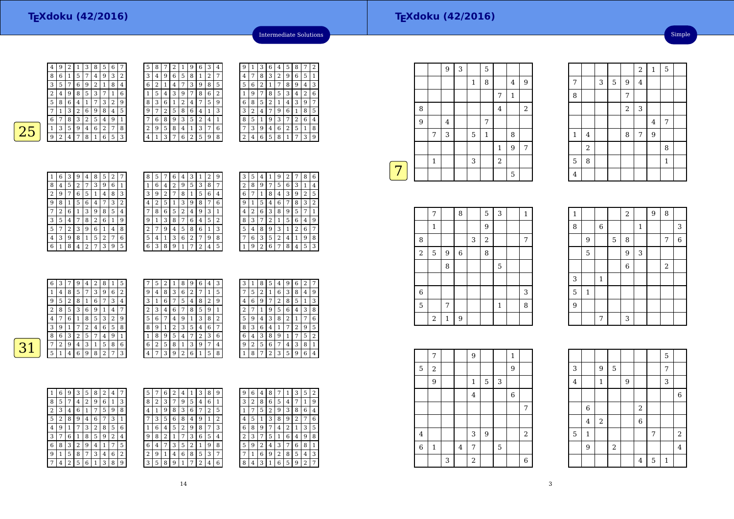## Intermediate Solutions

**25**

| 4 | 9 | 2 | 1 | 3 | 8 | 5 | 6 | 7 |
|---|---|---|---|---|---|---|---|---|
| 8 | 6 | 1 | 5 | 7 | 4 | 9 | 3 | 2 |
| 3 | 5 | 7 | 6 | 9 | 2 | 1 | 8 | 4 |
| 2 | 4 | 9 | 8 | 5 | 3 | 7 | 1 | 6 |
| 5 | 8 | 6 | 4 | 1 | 7 | 3 | 2 | 9 |
| 7 | 1 | 3 | 2 | 6 | 9 | 8 | 4 | 5 |
| 6 | 7 | 8 | 3 | 2 | 5 | 4 | 9 | 1 |
| 1 | 3 | 5 | 9 | 4 | 6 | 2 | 7 | 8 |
| 9 | 2 | 4 | 7 | 8 | 1 | 6 | 5 | 3 |

| 5 | 8 | 7 | 2 | 1 | 9 | 6 | 3 | 4 |
|---|---|---|---|---|---|---|---|---|
| 3 | 4 | 9 | 6 | 5 | 8 | 1 | 2 | 7 |
| 6 | 2 | 1 | 4 | 7 | 3 | 9 | 8 | 5 |
| 1 | 5 | 4 | 3 | 9 | 7 | 8 | 6 | 2 |
| 8 | 3 | 6 | 1 | 2 | 4 | 7 | 5 | 9 |
| 9 | 7 | 2 | 5 | 8 | 6 | 4 | 1 | 3 |
| 7 | 6 | 8 | 9 | 3 | 5 | 2 | 4 | 1 |
| 2 | 9 | 5 | 8 | 4 | 1 | 3 | 7 | 6 |
| 4 | 1 | 3 | 7 | 6 | 2 | 5 | 9 | 8 |

| 9 | 1 | 3 | 6 | 4 | 5 | 8 | 7 | 2 |
|---|---|---|---|---|---|---|---|---|
| 4 | 7 | 8 | 3 | 2 | 9 | 6 | 5 | 1 |
| 5 | 6 | 2 | 1 | 7 | 8 | 9 | 4 | 3 |
| 1 | 9 | 7 | 8 | 5 | 3 | 4 | 2 | 6 |
| 6 | 8 | 5 | 2 | 1 | 4 | 3 | 9 | 7 |
| 3 | 2 | 4 | 7 | 9 | 6 | 1 | 8 | 5 |
| 8 | 5 | 1 | 9 | 3 | 7 | 2 | 6 | 4 |
| 7 | 3 | 9 | 4 | 6 | 2 | 5 | 1 | 8 |
| 2 | 4 | 6 | 5 | 8 | 1 | 7 | 3 | 9 |

| 1 | 6 | 3 | 9 | 4 | 8 | 5 | 2 | 7 |
|---|---|---|---|---|---|---|---|---|
| 8 | 4 | 5 | 2 | 7 | 3 | 9 | 6 | 1 |
| 2 | 9 | 7 | 6 | 5 | 1 | 4 | 8 | 3 |
| 9 | 8 | 1 | 5 | 6 | 4 | 7 | 3 | 2 |
| 7 | 2 | 6 | 1 | 3 | 9 | 8 | 5 | 4 |
| 3 | 5 | 4 | 7 | 8 | 2 | 6 | 1 | 9 |
| 5 | 7 | 2 | 3 | 9 | 6 | 1 | 4 | 8 |
| 4 | 3 | 9 | 8 | 1 | 5 | 2 | 7 | 6 |
| 6 | 1 | 8 | 4 | 2 | 7 | 3 | 9 | 5 |

| 8 | 5 | 7 | 6 | 4 | 3 | 1 | 2 | 9 |
|---|---|---|---|---|---|---|---|---|
| 1 | 6 | 4 | 2 | 9 | 5 | 3 | 8 | 7 |
| 3 | 9 | 2 | 7 | 8 | 1 | 5 | 6 | 4 |
| 4 | 2 | 5 | 1 | 3 | 9 | 8 | 7 | 6 |
| 7 | 8 | 6 | 5 | 2 | 4 | 9 | 3 | 1 |
| 9 | 1 | 3 | 8 | 7 | 6 | 4 | 5 | 2 |
| 2 | 7 | 9 | 4 | 5 | 8 | 6 | 1 | 3 |
| 5 | 4 | 1 | 3 | 6 | 2 | 7 | 9 | 8 |
| 6 | 3 | 8 | 9 | 1 | 7 | 2 | 4 | 5 |

| 3 | 5 | 4 | 1 | 9 | 2 | 7 | 8 | 6 |
|---|---|---|---|---|---|---|---|---|
| 2 | 8 | 9 | 7 | 5 | 6 | 3 | 1 | 4 |
| 6 | 7 | 1 | 8 | 4 | 3 | 9 | 2 | 5 |
| 9 | 1 | 5 | 4 | 6 | 7 | 8 | 3 | 2 |
| 4 | 2 | 6 | 3 | 8 | 9 | 5 | 7 | 1 |
| 8 | 3 | 7 | 2 | 1 | 5 | 6 | 4 | 9 |
| 5 | 4 | 8 | 9 | 3 | 1 | 2 | 6 | 7 |
| 7 | 6 | 3 | 5 | 2 | 4 | 1 | 9 | 8 |
| 1 | 9 | 2 | 6 | 7 | 8 | 4 | 5 | 3 |

**31**

| 6 | 3 | 7 | 9 | 4 | 2 | 8 | 1 | 5 |
|---|---|---|---|---|---|---|---|---|
| 1 | 4 | 8 | 5 | 7 | 3 | 9 | 6 | 2 |
| 9 | 5 | 2 | 8 | 1 | 6 | 7 | 3 | 4 |
| 2 | 8 | 5 | 3 | 6 | 9 | 1 | 4 | 7 |
| 4 | 7 | 6 | 1 | 8 | 5 | 3 | 2 | 9 |
| 3 | 9 | 1 | 7 | 2 | 4 | 6 | 5 | 8 |
| 8 | 6 | 3 | 2 | 5 | 7 | 4 | 9 | 1 |
| 7 | 2 | 9 | 4 | 3 | 1 | 5 | 8 | 6 |
| 5 | 1 | 4 | 6 | 9 | 8 | 2 | 7 | 3 |

| 7 | 5 | 2 | 1 | 8 | 9 | 6 | 4 | 3 |
|---|---|---|---|---|---|---|---|---|
| 9 | 4 | 8 | 3 | 6 | 2 | 7 | 1 | 5 |
| 3 | 1 | 6 | 7 | 5 | 4 | 8 | 2 | 9 |
| 2 | 3 | 4 | 6 | 7 | 8 | 5 | 9 | 1 |
| 5 | 6 | 7 | 4 | 9 | 1 | 3 | 8 | 2 |
| 8 | 9 | 1 | 2 | 3 | 5 | 4 | 6 | 7 |
| 1 | 8 | 9 | 5 | 4 | 7 | 2 | 3 | 6 |
| 6 | 2 | 5 | 8 | 1 | 3 | 9 | 7 | 4 |
| 4 | 7 | 3 | 9 | 2 | 6 | 1 | 5 | 8 |

| 3 | 1 | 8 | 5 | 4 | 9 | 6 | 2 | 7 |
|---|---|---|---|---|---|---|---|---|
| 7 | 5 | 2 | 1 | 6 | 3 | 8 | 4 | 9 |
| 4 | 6 | 9 | 7 | 2 | 8 | 5 | 1 | 3 |
| 2 | 7 | 1 | 9 | 5 | 6 | 4 | 3 | 8 |
| 5 | 9 | 4 | 3 | 8 | 2 | 1 | 7 | 6 |
| 8 | 3 | 6 | 4 | 1 | 7 | 2 | 9 | 5 |
| 6 | 4 | 3 | 8 | 9 | 1 | 7 | 5 | 2 |
| 9 | 2 | 5 | 6 | 7 | 4 | 3 | 8 | 1 |
| 1 | 8 | 7 | 2 | 3 | 5 | 9 | 6 | 4 |

| 1 | 6 | 9 | 3 | 5 | 8 | 2 | 4 | 7 |
|---|---|---|---|---|---|---|---|---|
| 8 | 5 | 7 | 4 | 2 | 9 | 6 | 1 | 3 |
| 2 | 3 | 4 | 6 | 1 | 7 | 5 | 9 | 8 |
| 5 | 2 | 8 | 9 | 4 | 6 | 7 | 3 | 1 |
| 4 | 9 | 1 | 7 | 3 | 2 | 8 | 5 | 6 |
| 3 | 7 | 6 | 1 | 8 | 5 | 9 | 2 | 4 |
| 6 | 8 | 3 | 2 | 9 | 4 | 1 | 7 | 5 |
| 9 | 1 | 5 | 8 | 7 | 3 | 4 | 6 | 2 |
| 7 | 4 | 2 | 5 | 6 | 1 | 3 | 8 | 9 |

| 5 | 7 | 6 | 2 | 4 | 1 | 3 | 8 | 9 |
|---|---|---|---|---|---|---|---|---|
| 8 | 2 | 3 | 7 | 9 | 5 | 4 | 6 | 1 |
| 4 | 1 | 9 | 8 | 3 | 6 | 7 | 2 | 5 |
| 7 | 3 | 5 | 6 | 8 | 4 | 9 | 1 | 2 |
| 1 | 6 | 4 | 5 | 2 | 9 | 8 | 7 | 3 |
| 9 | 8 | 2 | 1 | 7 | 3 | 6 | 5 | 4 |
| 6 | 4 | 7 | 3 | 5 | 2 | 1 | 9 | 8 |
| 2 | 9 | 1 | 4 | 6 | 8 | 5 | 3 | 7 |
| 3 | 5 | 8 | 9 | 1 | 7 | 2 | 4 | 6 |

| 9 | 6 | 4 | 8 | 7 | 1 | 3 | 5 | 2 |
|---|---|---|---|---|---|---|---|---|
| 3 | 2 | 8 | 6 | 5 | 4 | 7 | 1 | 9 |
| 1 | 7 | 5 | 2 | 9 | 3 | 8 | 6 | 4 |
| 4 | 5 | 1 | 3 | 8 | 9 | 2 | 7 | 6 |
| 6 | 8 | 9 | 7 | 4 | 2 | 1 | 3 | 5 |
| 2 | 3 | 7 | 5 | 1 | 6 | 4 | 9 | 8 |
| 5 | 9 | 2 | 4 | 3 | 7 | 6 | 8 | 1 |
| 7 | 1 | 6 | 9 | 2 | 8 | 5 | 4 | 3 |
| 8 | 4 | 3 | 1 | 6 | 5 | 9 | 2 | 7 |

## Simple

**7**

|   |   | 9 | 3 |   | 5 |   |   |   |
|---|---|---|---|---|---|---|---|---|
|   |   |   |   | 1 | 8 |   | 4 | 9 |
|   |   |   |   |   |   | 7 | 1 |   |
| 8 |   |   |   |   |   | 4 |   | 2 |
| 9 |   | 4 |   |   | 7 |   |   |   |
|   | 7 | 3 |   | 5 | 1 |   | 8 |   |
|   |   |   |   |   |   | 1 | 9 | 7 |
|   | 1 |   |   | 3 |   | 2 |   |   |
|   |   |   |   |   |   |   | 5 |   |

|   |   |   |   |   | 2 | 1 | 5 |   |
|---|---|---|---|---|---|---|---|---|
| 7 |   | 3 | 5 | 9 | 4 |   |   |   |
| 8 |   |   |   | 7 |   |   |   |   |
|   |   |   |   | 2 | 3 |   |   |   |
|   |   |   |   |   |   | 4 | 7 |   |
| 1 | 4 |   |   | 8 | 7 | 9 |   |   |
|   | 2 |   |   |   |   |   | 8 |   |
| 5 | 8 |   |   |   |   |   | 1 |   |
| 4 |   |   |   |   |   |   |   |   |

|   | 7 |   | 8 |   | 5 | 3 |   | 1 |
|---|---|---|---|---|---|---|---|---|
|   | 1 |   |   |   | 9 |   |   |   |
| 8 |   |   |   | 3 | 2 |   |   | 7 |
| 2 | 5 | 9 | 6 |   | 8 |   |   |   |
|   |   | 8 |   |   |   | 5 |   |   |
|   |   |   |   |   |   |   |   |   |
| 6 |   |   |   |   |   |   |   | 3 |
| 5 |   | 7 |   |   |   | 1 |   | 8 |
|   | 2 | 1 | 9 |   |   |   |   |   |

| 1 |   |   |   | 2 |   | 9 | 8 |   |
|---|---|---|---|---|---|---|---|---|
| 8 |   | 6 |   |   | 1 |   |   | 3 |
|   | 9 |   | 5 | 8 |   |   | 7 | 6 |
|   | 5 |   |   | 9 | 3 |   |   |   |
|   |   |   |   | 6 |   |   | 2 |   |
| 3 |   | 1 |   |   |   |   |   |   |
| 5 | 1 |   |   |   |   |   |   |   |
| 9 |   |   |   |   |   |   |   |   |
|   |   | 7 |   | 3 |   |   |   |   |

|   | 7 |   |   | 9 |   |   | 1 |   |
|---|---|---|---|---|---|---|---|---|
| 5 | 2 |   |   |   |   |   | 9 |   |
|   | 9 |   |   | 1 | 5 | 3 |   |   |
|   |   |   |   | 4 |   |   | 6 |   |
|   |   |   |   |   |   |   |   | 7 |
|   |   |   |   |   |   |   |   |   |
| 4 |   |   |   | 3 | 9 |   |   | 2 |
| 6 | 1 |   | 4 | 7 |   | 5 |   |   |
|   |   | 3 |   | 2 |   |   |   | 6 |

|   |   |   |   |   |   |   | 5 |   |
|---|---|---|---|---|---|---|---|---|
| 3 |   | 9 | 5 |   |   |   | 7 |   |
| 4 |   | 1 |   | 9 |   |   | 3 |   |
|   |   |   |   |   |   |   |   | 6 |
|   | 6 |   |   |   | 2 |   |   |   |
|   | 4 | 2 |   |   | 6 |   |   |   |
| 5 | 1 |   |   |   |   | 7 |   | 2 |
|   | 9 |   | 2 |   |   |   |   | 4 |
|   |   |   |   |   | 4 | 5 | 1 |   |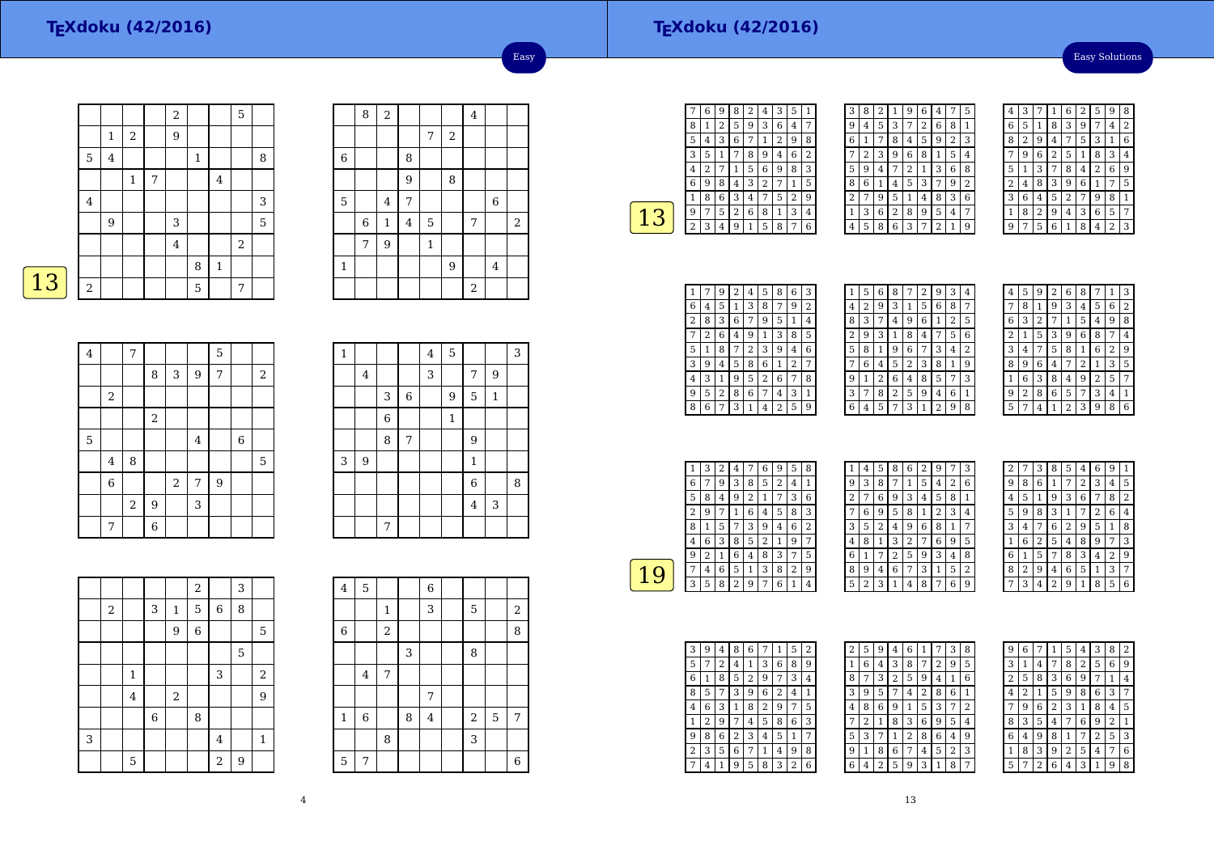# TEXdoku (42/2016)

Easy

## 13

| | | | | 2 | | | 5 | |
|---|---|---|---|---|---|---|---|---|
| | 1 | 2 | | 9 | | | | |
| 5 | 4 | | | | 1 | | | 8 |
| | | 1 | 7 | | | 4 | | |
| 4 | | | | | | | | 3 |
| | 9 | | | 3 | | | | 5 |
| | | | | 4 | | | 2 | |
| | | | | | 8 | 1 | | |
| 2 | | | | | 5 | | 7 | |

| | 8 | 2 | | | | 4 | | |
|---|---|---|---|---|---|---|---|---|
| | | | | 7 | 2 | | | |
| 6 | | | 8 | | | | | |
| | | | 9 | | 8 | | | |
| 5 | | 4 | 7 | | | | 6 | |
| | 6 | 1 | 4 | 5 | | 7 | | 2 |
| | 7 | 9 | | 1 | | | | |
| 1 | | | | | 9 | | 4 | |
| | | | | | | 2 | | |

| 4 | | 7 | | | | 5 | | |
|---|---|---|---|---|---|---|---|---|
| | | | 8 | 3 | 9 | 7 | | 2 |
| | 2 | | | | | | | |
| | | | 2 | | | | | |
| 5 | | | | | 4 | | 6 | |
| | 4 | 8 | | | | | | 5 |
| | 6 | | | 2 | 7 | 9 | | |
| | | 2 | 9 | | 3 | | | |
| | 7 | | 6 | | | | | |

| 1 | | | | 4 | 5 | | | 3 |
|---|---|---|---|---|---|---|---|---|
| | 4 | | | 3 | | 7 | 9 | |
| | | 3 | 6 | | 9 | 5 | 1 | |
| | | 6 | | | 1 | | | |
| | | 8 | 7 | | | 9 | | |
| 3 | 9 | | | | | 1 | | |
| | | | | | | 6 | | 8 |
| | | | | | | 4 | 3 | |
| | | 7 | | | | | | |

| | | | | | 2 | | 3 | |
|---|---|---|---|---|---|---|---|---|
| | 2 | | 3 | 1 | 5 | 6 | 8 | |
| | | | | | 9 | 6 | | 5 |
| | | | | | | | 5 | |
| | | 1 | | | | 3 | | 2 |
| | | 4 | | 2 | | | | 9 |
| | | | 6 | | 8 | | | |
| 3 | | | | | | 4 | | 1 |
| | | 5 | | | | 2 | 9 | |

| 4 | 5 | | | 6 | | | | |
|---|---|---|---|---|---|---|---|---|
| | | 1 | | 3 | | 5 | | 2 |
| 6 | | 2 | | | | | | 8 |
| | | | 3 | | | 8 | | |
| | 4 | 7 | | | | | | |
| | | | | 7 | | | | |
| 1 | 6 | | 8 | 4 | | 2 | 5 | 7 |
| | | 8 | | | | 3 | | |
| 5 | 7 | | | | | | | 6 |

# TEXdoku (42/2016)

Easy Solutions

## 13

| 7 | 6 | 9 | 8 | 2 | 4 | 3 | 5 | 1 |
|---|---|---|---|---|---|---|---|---|
| 8 | 1 | 2 | 5 | 9 | 3 | 6 | 4 | 7 |
| 5 | 4 | 3 | 6 | 7 | 1 | 2 | 9 | 8 |
| 3 | 5 | 1 | 7 | 8 | 9 | 4 | 6 | 2 |
| 4 | 2 | 7 | 1 | 5 | 6 | 9 | 8 | 3 |
| 6 | 9 | 8 | 4 | 3 | 2 | 7 | 1 | 5 |
| 1 | 8 | 6 | 3 | 4 | 7 | 5 | 2 | 9 |
| 9 | 7 | 5 | 2 | 6 | 8 | 1 | 3 | 4 |
| 2 | 3 | 4 | 9 | 1 | 5 | 8 | 7 | 6 |

| 3 | 8 | 2 | 1 | 9 | 6 | 4 | 7 | 5 |
|---|---|---|---|---|---|---|---|---|
| 9 | 4 | 5 | 3 | 7 | 2 | 6 | 8 | 1 |
| 6 | 1 | 7 | 8 | 4 | 5 | 9 | 2 | 3 |
| 7 | 2 | 3 | 9 | 6 | 8 | 1 | 5 | 4 |
| 5 | 9 | 4 | 7 | 2 | 1 | 3 | 6 | 8 |
| 8 | 6 | 1 | 4 | 5 | 3 | 7 | 9 | 2 |
| 2 | 7 | 9 | 5 | 1 | 4 | 8 | 3 | 6 |
| 1 | 3 | 6 | 2 | 8 | 9 | 5 | 4 | 7 |
| 4 | 5 | 8 | 6 | 3 | 7 | 2 | 1 | 9 |

| 4 | 3 | 7 | 1 | 6 | 2 | 5 | 9 | 8 |
|---|---|---|---|---|---|---|---|---|
| 6 | 5 | 1 | 8 | 3 | 9 | 7 | 4 | 2 |
| 8 | 2 | 9 | 4 | 7 | 5 | 3 | 1 | 6 |
| 7 | 9 | 6 | 2 | 5 | 1 | 8 | 3 | 4 |
| 5 | 1 | 3 | 7 | 8 | 4 | 2 | 6 | 9 |
| 2 | 4 | 8 | 3 | 9 | 6 | 1 | 7 | 5 |
| 3 | 6 | 4 | 5 | 2 | 7 | 9 | 8 | 1 |
| 1 | 8 | 2 | 9 | 4 | 3 | 6 | 5 | 7 |
| 9 | 7 | 5 | 6 | 1 | 8 | 4 | 2 | 3 |

| 1 | 7 | 9 | 2 | 4 | 5 | 8 | 6 | 3 |
|---|---|---|---|---|---|---|---|---|
| 6 | 4 | 5 | 1 | 3 | 8 | 7 | 9 | 2 |
| 2 | 8 | 3 | 6 | 7 | 9 | 5 | 1 | 4 |
| 7 | 2 | 6 | 4 | 9 | 1 | 3 | 8 | 5 |
| 5 | 1 | 8 | 7 | 2 | 3 | 9 | 4 | 6 |
| 3 | 9 | 4 | 5 | 8 | 6 | 1 | 2 | 7 |
| 4 | 3 | 1 | 9 | 5 | 2 | 6 | 7 | 8 |
| 9 | 5 | 2 | 8 | 6 | 7 | 4 | 3 | 1 |
| 8 | 6 | 7 | 3 | 1 | 4 | 2 | 5 | 9 |

| 1 | 5 | 6 | 8 | 7 | 2 | 9 | 3 | 4 |
|---|---|---|---|---|---|---|---|---|
| 4 | 2 | 9 | 3 | 1 | 5 | 6 | 8 | 7 |
| 8 | 3 | 7 | 4 | 9 | 6 | 1 | 2 | 5 |
| 2 | 9 | 3 | 1 | 8 | 4 | 7 | 5 | 6 |
| 5 | 8 | 1 | 9 | 6 | 7 | 3 | 4 | 2 |
| 7 | 6 | 4 | 5 | 2 | 3 | 8 | 1 | 9 |
| 9 | 1 | 2 | 6 | 4 | 8 | 5 | 7 | 3 |
| 3 | 7 | 8 | 2 | 5 | 9 | 4 | 6 | 1 |
| 6 | 4 | 5 | 7 | 3 | 1 | 2 | 9 | 8 |

| 4 | 5 | 9 | 2 | 6 | 8 | 7 | 1 | 3 |
|---|---|---|---|---|---|---|---|---|
| 7 | 8 | 1 | 9 | 3 | 4 | 5 | 6 | 2 |
| 6 | 3 | 2 | 7 | 1 | 5 | 4 | 9 | 8 |
| 2 | 1 | 5 | 3 | 9 | 6 | 8 | 7 | 4 |
| 3 | 4 | 7 | 5 | 8 | 1 | 6 | 2 | 9 |
| 8 | 9 | 6 | 4 | 7 | 2 | 1 | 3 | 5 |
| 1 | 6 | 3 | 8 | 4 | 9 | 2 | 5 | 7 |
| 9 | 2 | 8 | 6 | 5 | 7 | 3 | 4 | 1 |
| 5 | 7 | 4 | 1 | 2 | 3 | 9 | 8 | 6 |

## 19

| 1 | 3 | 2 | 4 | 7 | 6 | 9 | 5 | 8 |
|---|---|---|---|---|---|---|---|---|
| 6 | 7 | 9 | 3 | 8 | 5 | 2 | 4 | 1 |
| 5 | 8 | 4 | 9 | 2 | 1 | 7 | 3 | 6 |
| 2 | 9 | 7 | 1 | 6 | 4 | 5 | 8 | 3 |
| 8 | 1 | 5 | 7 | 3 | 9 | 4 | 6 | 2 |
| 4 | 6 | 3 | 8 | 5 | 2 | 1 | 9 | 7 |
| 9 | 2 | 1 | 6 | 4 | 8 | 3 | 7 | 5 |
| 7 | 4 | 6 | 5 | 1 | 3 | 8 | 2 | 9 |
| 3 | 5 | 8 | 2 | 9 | 7 | 6 | 1 | 4 |

| 1 | 4 | 5 | 8 | 6 | 2 | 9 | 7 | 3 |
|---|---|---|---|---|---|---|---|---|
| 9 | 3 | 8 | 7 | 1 | 5 | 4 | 2 | 6 |
| 2 | 7 | 6 | 9 | 3 | 4 | 5 | 8 | 1 |
| 7 | 6 | 9 | 5 | 8 | 1 | 2 | 3 | 4 |
| 3 | 5 | 2 | 4 | 9 | 6 | 8 | 1 | 7 |
| 4 | 8 | 1 | 3 | 2 | 7 | 6 | 9 | 5 |
| 6 | 1 | 7 | 2 | 5 | 9 | 3 | 4 | 8 |
| 8 | 9 | 4 | 6 | 7 | 3 | 1 | 5 | 2 |
| 5 | 2 | 3 | 1 | 4 | 8 | 7 | 6 | 9 |

| 2 | 7 | 3 | 8 | 5 | 4 | 6 | 9 | 1 |
|---|---|---|---|---|---|---|---|---|
| 9 | 8 | 6 | 1 | 7 | 2 | 3 | 4 | 5 |
| 4 | 5 | 1 | 9 | 3 | 6 | 7 | 8 | 2 |
| 5 | 9 | 8 | 3 | 1 | 7 | 2 | 6 | 4 |
| 3 | 4 | 7 | 6 | 2 | 9 | 5 | 1 | 8 |
| 1 | 6 | 2 | 5 | 4 | 8 | 9 | 7 | 3 |
| 6 | 1 | 5 | 7 | 8 | 3 | 4 | 2 | 9 |
| 8 | 2 | 9 | 4 | 6 | 5 | 1 | 3 | 7 |
| 7 | 3 | 4 | 2 | 9 | 1 | 8 | 5 | 6 |

| 3 | 9 | 4 | 8 | 6 | 7 | 1 | 5 | 2 |
|---|---|---|---|---|---|---|---|---|
| 5 | 7 | 2 | 4 | 1 | 3 | 6 | 8 | 9 |
| 6 | 1 | 8 | 5 | 2 | 9 | 7 | 3 | 4 |
| 8 | 5 | 7 | 3 | 9 | 6 | 2 | 4 | 1 |
| 4 | 6 | 3 | 1 | 8 | 2 | 9 | 7 | 5 |
| 1 | 2 | 9 | 7 | 4 | 5 | 8 | 6 | 3 |
| 9 | 8 | 6 | 2 | 3 | 4 | 5 | 1 | 7 |
| 2 | 3 | 5 | 6 | 7 | 1 | 4 | 9 | 8 |
| 7 | 4 | 1 | 9 | 5 | 8 | 3 | 2 | 6 |

| 2 | 5 | 9 | 4 | 6 | 1 | 7 | 3 | 8 |
|---|---|---|---|---|---|---|---|---|
| 1 | 6 | 4 | 3 | 8 | 7 | 2 | 9 | 5 |
| 8 | 7 | 3 | 2 | 5 | 9 | 4 | 1 | 6 |
| 3 | 9 | 5 | 7 | 4 | 2 | 8 | 6 | 1 |
| 4 | 8 | 6 | 9 | 1 | 5 | 3 | 7 | 2 |
| 7 | 2 | 1 | 8 | 3 | 6 | 9 | 5 | 4 |
| 5 | 3 | 7 | 1 | 2 | 8 | 6 | 4 | 9 |
| 9 | 1 | 8 | 6 | 7 | 4 | 5 | 2 | 3 |
| 6 | 4 | 2 | 5 | 9 | 3 | 1 | 8 | 7 |

| 9 | 6 | 7 | 1 | 5 | 4 | 3 | 8 | 2 |
|---|---|---|---|---|---|---|---|---|
| 3 | 1 | 4 | 7 | 8 | 2 | 5 | 6 | 9 |
| 2 | 5 | 8 | 3 | 6 | 9 | 7 | 1 | 4 |
| 4 | 2 | 1 | 5 | 9 | 8 | 6 | 3 | 7 |
| 7 | 9 | 6 | 2 | 3 | 1 | 8 | 4 | 5 |
| 8 | 3 | 5 | 4 | 7 | 6 | 9 | 2 | 1 |
| 6 | 4 | 9 | 8 | 1 | 7 | 2 | 5 | 3 |
| 1 | 8 | 3 | 9 | 2 | 5 | 4 | 7 | 6 |
| 5 | 7 | 2 | 6 | 4 | 3 | 1 | 9 | 8 |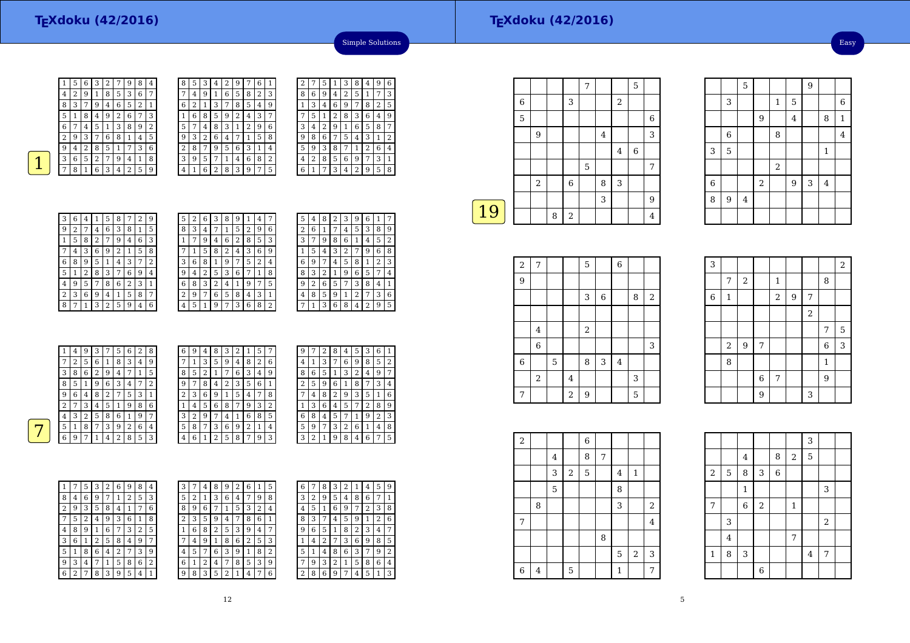# TEXdoku (42/2016)

Simple Solutions

**1**

| 1 | 5 | 6 | 3 | 2 | 7 | 9 | 8 | 4 |
|---|---|---|---|---|---|---|---|---|
| 4 | 2 | 9 | 1 | 8 | 5 | 3 | 6 | 7 |
| 8 | 3 | 7 | 9 | 4 | 6 | 5 | 2 | 1 |
| 5 | 1 | 8 | 4 | 9 | 2 | 6 | 7 | 3 |
| 6 | 7 | 4 | 5 | 1 | 3 | 8 | 9 | 2 |
| 2 | 9 | 3 | 7 | 6 | 8 | 1 | 4 | 5 |
| 9 | 4 | 2 | 8 | 5 | 1 | 7 | 3 | 6 |
| 3 | 6 | 5 | 2 | 7 | 9 | 4 | 1 | 8 |
| 7 | 8 | 1 | 6 | 3 | 4 | 2 | 5 | 9 |

| 8 | 5 | 3 | 4 | 2 | 9 | 7 | 6 | 1 |
|---|---|---|---|---|---|---|---|---|
| 7 | 4 | 9 | 1 | 6 | 5 | 8 | 2 | 3 |
| 6 | 2 | 1 | 3 | 7 | 8 | 5 | 4 | 9 |
| 1 | 6 | 8 | 5 | 9 | 2 | 4 | 3 | 7 |
| 5 | 7 | 4 | 8 | 3 | 1 | 2 | 9 | 6 |
| 9 | 3 | 2 | 6 | 4 | 7 | 1 | 5 | 8 |
| 2 | 8 | 7 | 9 | 5 | 6 | 3 | 1 | 4 |
| 3 | 9 | 5 | 7 | 1 | 4 | 6 | 8 | 2 |
| 4 | 1 | 6 | 2 | 8 | 3 | 9 | 7 | 5 |

| 2 | 7 | 5 | 1 | 3 | 8 | 4 | 9 | 6 |
|---|---|---|---|---|---|---|---|---|
| 8 | 6 | 9 | 4 | 2 | 5 | 1 | 7 | 3 |
| 1 | 3 | 4 | 6 | 9 | 7 | 8 | 2 | 5 |
| 7 | 5 | 1 | 2 | 8 | 3 | 6 | 4 | 9 |
| 3 | 4 | 2 | 9 | 1 | 6 | 5 | 8 | 7 |
| 9 | 8 | 6 | 7 | 5 | 4 | 3 | 1 | 2 |
| 5 | 9 | 3 | 8 | 7 | 1 | 2 | 6 | 4 |
| 4 | 2 | 8 | 5 | 6 | 9 | 7 | 3 | 1 |
| 6 | 1 | 7 | 3 | 4 | 2 | 9 | 5 | 8 |

| 3 | 6 | 4 | 1 | 5 | 8 | 7 | 2 | 9 |
|---|---|---|---|---|---|---|---|---|
| 9 | 2 | 7 | 4 | 6 | 3 | 8 | 1 | 5 |
| 1 | 5 | 8 | 2 | 7 | 9 | 4 | 6 | 3 |
| 7 | 4 | 3 | 6 | 9 | 2 | 1 | 5 | 8 |
| 6 | 8 | 9 | 5 | 1 | 4 | 3 | 7 | 2 |
| 5 | 1 | 2 | 8 | 3 | 7 | 6 | 9 | 4 |
| 4 | 9 | 5 | 7 | 8 | 6 | 2 | 3 | 1 |
| 2 | 3 | 6 | 9 | 4 | 1 | 5 | 8 | 7 |
| 8 | 7 | 1 | 3 | 2 | 5 | 9 | 4 | 6 |

| 5 | 2 | 6 | 3 | 8 | 9 | 1 | 4 | 7 |
|---|---|---|---|---|---|---|---|---|
| 8 | 3 | 4 | 7 | 1 | 5 | 2 | 9 | 6 |
| 1 | 7 | 9 | 4 | 6 | 2 | 8 | 5 | 3 |
| 7 | 1 | 5 | 8 | 2 | 4 | 3 | 6 | 9 |
| 3 | 6 | 8 | 1 | 9 | 7 | 5 | 2 | 4 |
| 9 | 4 | 2 | 5 | 3 | 6 | 7 | 1 | 8 |
| 6 | 8 | 3 | 2 | 4 | 1 | 9 | 7 | 5 |
| 2 | 9 | 7 | 6 | 5 | 8 | 4 | 3 | 1 |
| 4 | 5 | 1 | 9 | 7 | 3 | 6 | 8 | 2 |

| 5 | 4 | 8 | 2 | 3 | 9 | 6 | 1 | 7 |
|---|---|---|---|---|---|---|---|---|
| 2 | 6 | 1 | 7 | 4 | 5 | 3 | 8 | 9 |
| 3 | 7 | 9 | 8 | 6 | 1 | 4 | 5 | 2 |
| 1 | 5 | 4 | 3 | 2 | 7 | 9 | 6 | 8 |
| 6 | 9 | 7 | 4 | 5 | 8 | 1 | 2 | 3 |
| 8 | 3 | 2 | 1 | 9 | 6 | 5 | 7 | 4 |
| 9 | 2 | 6 | 5 | 7 | 3 | 8 | 4 | 1 |
| 4 | 8 | 5 | 9 | 1 | 2 | 7 | 3 | 6 |
| 7 | 1 | 3 | 6 | 8 | 4 | 2 | 9 | 5 |

**7**

| 1 | 4 | 9 | 3 | 7 | 5 | 6 | 2 | 8 |
|---|---|---|---|---|---|---|---|---|
| 7 | 2 | 5 | 6 | 1 | 8 | 3 | 4 | 9 |
| 3 | 8 | 6 | 2 | 9 | 4 | 7 | 1 | 5 |
| 8 | 5 | 1 | 9 | 6 | 3 | 4 | 7 | 2 |
| 9 | 6 | 4 | 8 | 2 | 7 | 5 | 3 | 1 |
| 2 | 7 | 3 | 4 | 5 | 1 | 9 | 8 | 6 |
| 4 | 3 | 2 | 5 | 8 | 6 | 1 | 9 | 7 |
| 5 | 1 | 8 | 7 | 3 | 9 | 2 | 6 | 4 |
| 6 | 9 | 7 | 1 | 4 | 2 | 8 | 5 | 3 |

| 6 | 9 | 4 | 8 | 3 | 2 | 1 | 5 | 7 |
|---|---|---|---|---|---|---|---|---|
| 7 | 1 | 3 | 5 | 9 | 4 | 8 | 2 | 6 |
| 8 | 5 | 2 | 1 | 7 | 6 | 3 | 4 | 9 |
| 9 | 7 | 8 | 4 | 2 | 3 | 5 | 6 | 1 |
| 2 | 3 | 6 | 9 | 1 | 5 | 4 | 7 | 8 |
| 1 | 4 | 5 | 6 | 8 | 7 | 9 | 3 | 2 |
| 3 | 2 | 9 | 7 | 4 | 1 | 6 | 8 | 5 |
| 5 | 8 | 7 | 3 | 6 | 9 | 2 | 1 | 4 |
| 4 | 6 | 1 | 2 | 5 | 8 | 7 | 9 | 3 |

| 9 | 7 | 2 | 8 | 4 | 5 | 3 | 6 | 1 |
|---|---|---|---|---|---|---|---|---|
| 4 | 1 | 3 | 7 | 6 | 9 | 8 | 5 | 2 |
| 8 | 6 | 5 | 1 | 3 | 2 | 4 | 9 | 7 |
| 2 | 5 | 9 | 6 | 1 | 8 | 7 | 3 | 4 |
| 7 | 4 | 8 | 2 | 9 | 3 | 5 | 1 | 6 |
| 1 | 3 | 6 | 4 | 5 | 7 | 2 | 8 | 9 |
| 6 | 8 | 4 | 5 | 7 | 1 | 9 | 2 | 3 |
| 5 | 9 | 7 | 3 | 2 | 6 | 1 | 4 | 8 |
| 3 | 2 | 1 | 9 | 8 | 4 | 6 | 7 | 5 |

| 1 | 7 | 5 | 3 | 2 | 6 | 9 | 8 | 4 |
|---|---|---|---|---|---|---|---|---|
| 8 | 4 | 6 | 9 | 7 | 1 | 2 | 5 | 3 |
| 2 | 9 | 3 | 5 | 8 | 4 | 1 | 7 | 6 |
| 7 | 5 | 2 | 4 | 9 | 3 | 6 | 1 | 8 |
| 4 | 8 | 9 | 1 | 6 | 7 | 3 | 2 | 5 |
| 3 | 6 | 1 | 2 | 5 | 8 | 4 | 9 | 7 |
| 5 | 1 | 8 | 6 | 4 | 2 | 7 | 3 | 9 |
| 9 | 3 | 4 | 7 | 1 | 5 | 8 | 6 | 2 |
| 6 | 2 | 7 | 8 | 3 | 9 | 5 | 4 | 1 |

| 3 | 7 | 4 | 8 | 9 | 2 | 6 | 1 | 5 |
|---|---|---|---|---|---|---|---|---|
| 5 | 2 | 1 | 3 | 6 | 4 | 7 | 9 | 8 |
| 8 | 9 | 6 | 7 | 1 | 5 | 3 | 2 | 4 |
| 2 | 3 | 5 | 9 | 4 | 7 | 8 | 6 | 1 |
| 1 | 6 | 8 | 2 | 5 | 3 | 9 | 4 | 7 |
| 7 | 4 | 9 | 1 | 8 | 6 | 2 | 5 | 3 |
| 4 | 5 | 7 | 6 | 3 | 9 | 1 | 8 | 2 |
| 6 | 1 | 2 | 4 | 7 | 8 | 5 | 3 | 9 |
| 9 | 8 | 3 | 5 | 2 | 1 | 4 | 7 | 6 |

| 6 | 7 | 8 | 3 | 2 | 1 | 4 | 5 | 9 |
|---|---|---|---|---|---|---|---|---|
| 3 | 2 | 9 | 5 | 4 | 8 | 6 | 7 | 1 |
| 4 | 5 | 1 | 6 | 9 | 7 | 2 | 3 | 8 |
| 8 | 3 | 7 | 4 | 5 | 9 | 1 | 2 | 6 |
| 9 | 6 | 5 | 1 | 8 | 2 | 3 | 4 | 7 |
| 1 | 4 | 2 | 7 | 3 | 6 | 9 | 8 | 5 |
| 5 | 1 | 4 | 8 | 6 | 3 | 7 | 9 | 2 |
| 7 | 9 | 3 | 2 | 1 | 5 | 8 | 6 | 4 |
| 2 | 8 | 6 | 9 | 7 | 4 | 5 | 1 | 3 |

# TEXdoku (42/2016)

Easy

**19**

|   |   |   |   | 7 |   |   | 5 |   |
|---|---|---|---|---|---|---|---|---|
| 6 |   |   | 3 |   |   | 2 |   |   |
| 5 |   |   |   |   |   |   |   | 6 |
|   | 9 |   |   |   | 4 |   |   | 3 |
|   |   |   |   |   |   | 4 | 6 |   |
|   |   |   |   | 5 |   |   |   | 7 |
|   | 2 |   | 6 |   | 8 | 3 |   |   |
|   |   |   |   |   | 3 |   |   | 9 |
|   |   | 8 | 2 |   |   |   |   | 4 |

|   |   | 5 |   |   |   | 9 |   |   |
|---|---|---|---|---|---|---|---|---|
|   | 3 |   |   | 1 | 5 |   |   | 6 |
|   |   |   | 9 |   | 4 |   | 8 | 1 |
|   | 6 |   |   | 8 |   |   |   | 4 |
| 3 | 5 |   |   |   |   |   | 1 |   |
|   |   |   |   | 2 |   |   |   |   |
| 6 |   |   | 2 |   | 9 | 3 | 4 |   |
| 8 | 9 | 4 |   |   |   |   |   |   |
|   |   |   |   |   |   |   |   |   |

| 2 | 7 |   |   | 5 |   | 6 |   |   |
|---|---|---|---|---|---|---|---|---|
| 9 |   |   |   |   |   |   |   |   |
|   |   |   |   | 3 | 6 |   | 8 | 2 |
|   |   |   |   |   |   |   |   |   |
|   | 4 |   |   | 2 |   |   |   |   |
|   | 6 |   |   |   |   |   |   | 3 |
| 6 |   | 5 |   | 8 | 3 | 4 |   |   |
|   | 2 |   | 4 |   |   |   | 3 |   |
| 7 |   |   | 2 | 9 |   |   | 5 |   |

| 3 |   |   |   |   |   |   |   | 2 |
|---|---|---|---|---|---|---|---|---|
|   | 7 | 2 |   | 1 |   |   | 8 |   |
| 6 | 1 |   |   | 2 | 9 | 7 |   |   |
|   |   |   |   |   |   | 2 |   |   |
|   |   |   |   |   |   |   | 7 | 5 |
|   | 2 | 9 | 7 |   |   |   | 6 | 3 |
|   | 8 |   |   |   |   |   | 1 |   |
|   |   |   | 6 | 7 |   |   | 9 |   |
|   |   |   | 9 |   |   | 3 |   |   |

| 2 |   |   |   | 6 |   |   |   |   |
|---|---|---|---|---|---|---|---|---|
|   |   | 4 |   | 8 | 7 |   |   |   |
|   |   | 3 | 2 | 5 |   | 4 | 1 |   |
|   |   | 5 |   |   |   | 8 |   |   |
|   | 8 |   |   |   |   | 3 |   | 2 |
| 7 |   |   |   |   |   |   |   | 4 |
|   |   |   |   |   | 8 |   |   |   |
|   |   |   |   |   |   | 5 | 2 | 3 |
| 6 | 4 |   | 5 |   |   | 1 |   | 7 |

|   |   |   |   |   |   | 3 |   |   |
|---|---|---|---|---|---|---|---|---|
|   |   | 4 |   | 8 | 2 | 5 |   |   |
| 2 | 5 | 8 | 3 | 6 |   |   |   |   |
|   |   | 1 |   |   |   |   | 3 |   |
| 7 |   | 6 | 2 |   | 1 |   |   |   |
|   | 3 |   |   |   |   |   | 2 |   |
|   | 4 |   |   |   | 7 |   |   |   |
| 1 | 8 | 3 |   |   |   | 4 | 7 |   |
|   |   |   | 6 |   |   |   |   |   |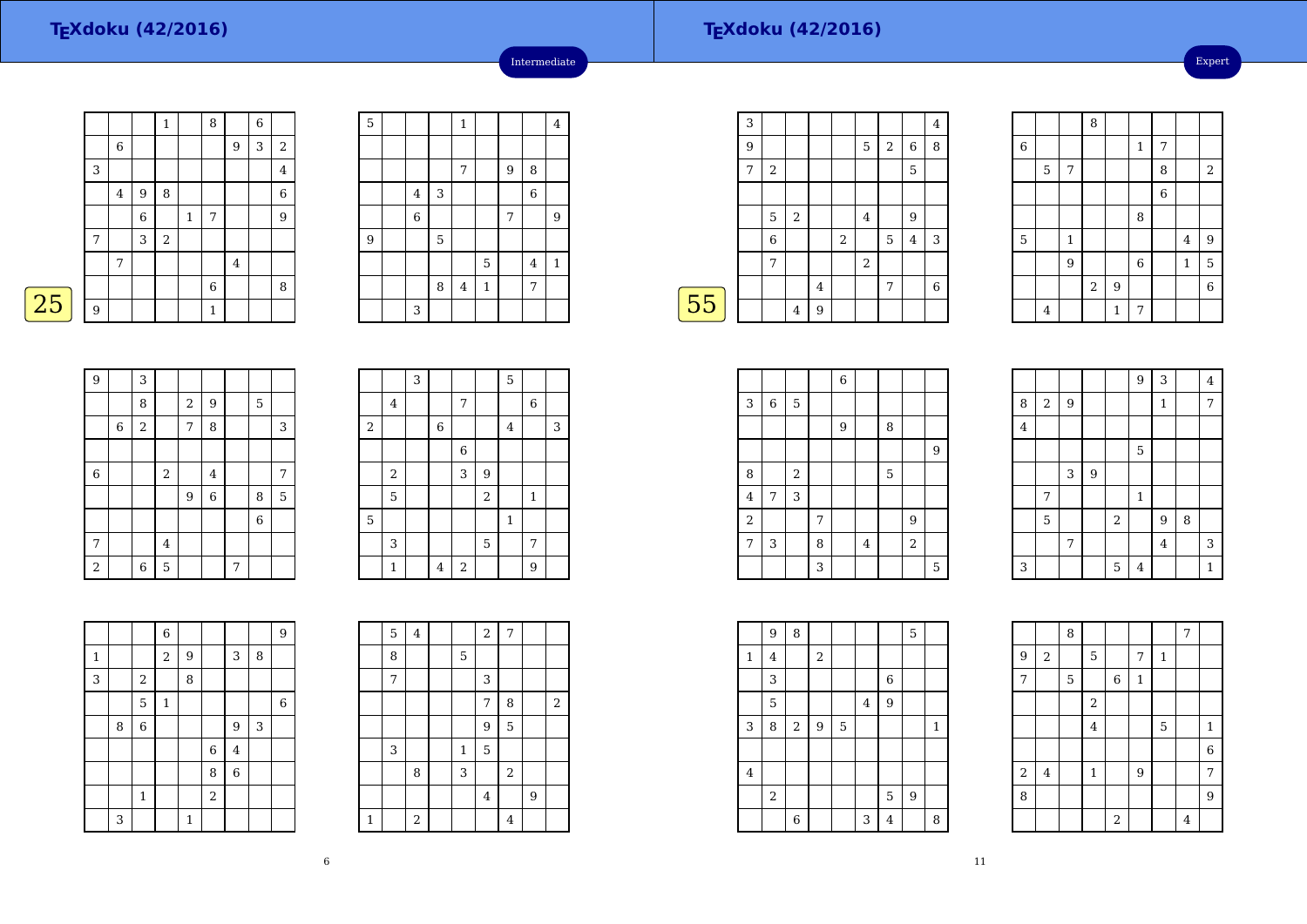## TEXdoku (42/2016)

Intermediate

25

| | | | | | | | | |
|---|---|---|---|---|---|---|---|---|
| | | | 1 | | 8 | | 6 | |
| | 6 | | | | | 9 | 3 | 2 |
| 3 | | | | | | | | 4 |
| | 4 | 9 | 8 | | | | | 6 |
| | | 6 | | 1 | 7 | | | 9 |
| 7 | | 3 | 2 | | | | | |
| | 7 | | | | | 4 | | |
| | | | | | 6 | | | 8 |
| 9 | | | | | 1 | | | |

| | | | | | | | | |
|---|---|---|---|---|---|---|---|---|
| 5 | | | | 1 | | | | 4 |
| | | | | | | | | |
| | | | | 7 | | 9 | 8 | |
| | | 4 | 3 | | | | 6 | |
| | | 6 | | | | 7 | | 9 |
| 9 | | | 5 | | | | | |
| | | | | | 5 | | 4 | 1 |
| | | | 8 | 4 | 1 | | 7 | |
| | | 3 | | | | | | |

| | | | | | | | | |
|---|---|---|---|---|---|---|---|---|
| 9 | | 3 | | | | | | |
| | | 8 | | 2 | 9 | | 5 | |
| | 6 | 2 | | 7 | 8 | | | 3 |
| | | | | | | | | |
| 6 | | | 2 | | 4 | | | 7 |
| | | | | 9 | 6 | | 8 | 5 |
| | | | | | | | 6 | |
| 7 | | | 4 | | | | | |
| 2 | | 6 | 5 | | | 7 | | |

| | | | | | | | | |
|---|---|---|---|---|---|---|---|---|
| | | 3 | | | | 5 | | |
| | 4 | | | 7 | | | 6 | |
| 2 | | | 6 | | | 4 | | 3 |
| | | | | 6 | | | | |
| | 2 | | | 3 | 9 | | | |
| | 5 | | | | 2 | | 1 | |
| 5 | | | | | | 1 | | |
| | 3 | | | | 5 | | 7 | |
| | 1 | | 4 | 2 | | | 9 | |

| | | | | | | | | |
|---|---|---|---|---|---|---|---|---|
| | | | 6 | | | | | 9 |
| 1 | | | 2 | 9 | | 3 | 8 | |
| 3 | | 2 | | 8 | | | | |
| | | 5 | 1 | | | | | 6 |
| | 8 | 6 | | | | 9 | 3 | |
| | | | | | 6 | 4 | | |
| | | | | | 8 | 6 | | |
| | | 1 | | | 2 | | | |
| | 3 | | | 1 | | | | |

| | | | | | | | | |
|---|---|---|---|---|---|---|---|---|
| | 5 | 4 | | | 2 | 7 | | |
| | 8 | | | 5 | | | | |
| | 7 | | | | 3 | | | |
| | | | | | 7 | 8 | | 2 |
| | | | | | 9 | 5 | | |
| | 3 | | | 1 | 5 | | | |
| | | 8 | | 3 | | 2 | | |
| | | | | | 4 | | 9 | |
| 1 | | 2 | | | | 4 | | |

## TEXdoku (42/2016)

Expert

55

| | | | | | | | | |
|---|---|---|---|---|---|---|---|---|
| 3 | | | | | | | | 4 |
| 9 | | | | | 5 | 2 | 6 | 8 |
| 7 | 2 | | | | | | 5 | |
| | | | | | | | | |
| | 5 | 2 | | | 4 | | 9 | |
| | 6 | | | 2 | | 5 | 4 | 3 |
| | 7 | | | | 2 | | | |
| | | | 4 | | | 7 | | 6 |
| | | 4 | 9 | | | | | |

| | | | | | | | | |
|---|---|---|---|---|---|---|---|---|
| | | | 8 | | | | | |
| 6 | | | | | 1 | 7 | | |
| | 5 | 7 | | | | 8 | | 2 |
| | | | | | | 6 | | |
| | | | | | 8 | | | |
| 5 | | 1 | | | | | 4 | 9 |
| | | 9 | | | 6 | | 1 | 5 |
| | | | 2 | 9 | | | | 6 |
| | 4 | | | 1 | 7 | | | |

| | | | | | | | | |
|---|---|---|---|---|---|---|---|---|
| | | | | 6 | | | | |
| 3 | 6 | 5 | | | | | | |
| | | | | 9 | | 8 | | |
| | | | | | | | | 9 |
| 8 | | 2 | | | | 5 | | |
| 4 | 7 | 3 | | | | | | |
| 2 | | | 7 | | | | 9 | |
| 7 | 3 | | 8 | | 4 | | 2 | |
| | | | 3 | | | | | 5 |

| | | | | | | | | |
|---|---|---|---|---|---|---|---|---|
| | | | | | 9 | 3 | | 4 |
| 8 | 2 | 9 | | | | 1 | | 7 |
| 4 | | | | | | | | |
| | | | | | 5 | | | |
| | | 3 | 9 | | | | | |
| | 7 | | | | 1 | | | |
| | 5 | | 2 | | 9 | 8 | | |
| | | 7 | | | | 4 | | 3 |
| 3 | | | | 5 | 4 | | | 1 |

| | | | | | | | | |
|---|---|---|---|---|---|---|---|---|
| | 9 | 8 | | | | | 5 | |
| 1 | 4 | | 2 | | | | | |
| | 3 | | | | | 6 | | |
| | 5 | | | | 4 | 9 | | |
| 3 | 8 | 2 | 9 | 5 | | | | 1 |
| | | | | | | | | |
| 4 | | | | | | | | |
| | 2 | | | | | 5 | 9 | |
| | | 6 | | | 3 | 4 | | 8 |

| | | | | | | | | |
|---|---|---|---|---|---|---|---|---|
| | | 8 | | | | | 7 | |
| 9 | 2 | | 5 | | 7 | 1 | | |
| 7 | | 5 | | 6 | 1 | | | |
| | | | 2 | | | | | |
| | | | 4 | | | 5 | | 1 |
| | | | | | | | | 6 |
| 2 | 4 | | 1 | | 9 | | | 7 |
| 8 | | | | | | | | 9 |
| | | | | 2 | | | 4 | |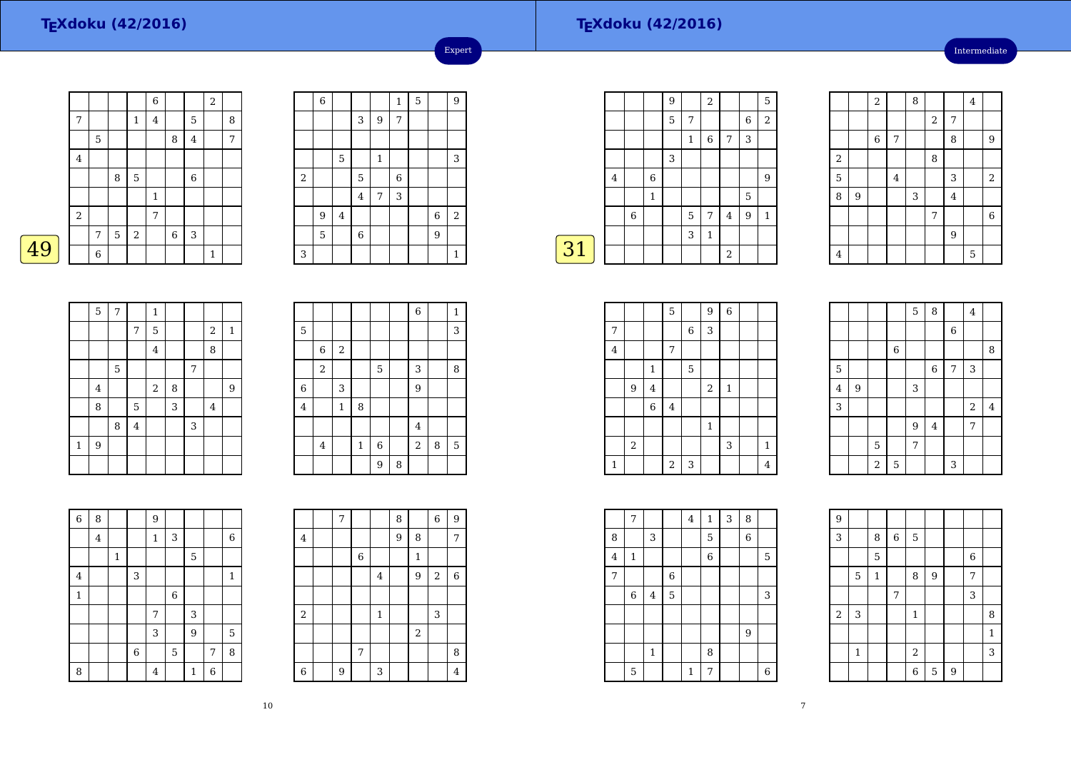## TEXdoku (42/2016)

Expert

49

| | | | | | | | | |
|---|---|---|---|---|---|---|---|---|
| | | | | 6 | | | 2 | |
| 7 | | | 1 | 4 | | 5 | | 8 |
| | 5 | | | | 8 | 4 | | 7 |
| 4 | | | | | | | | |
| | | 8 | 5 | | | 6 | | |
| | | | | 1 | | | | |
| 2 | | | | 7 | | | | |
| | 7 | 5 | 2 | | 6 | 3 | | |
| | 6 | | | | | | 1 | |

| | | | | | | | | |
|---|---|---|---|---|---|---|---|---|
| | 6 | | | | 1 | 5 | | 9 |
| | | | 3 | 9 | 7 | | | |
| | | | | | | | | |
| | | 5 | | 1 | | | | 3 |
| 2 | | | 5 | | 6 | | | |
| | | | 4 | 7 | 3 | | | |
| | 9 | 4 | | | | | 6 | 2 |
| | 5 | | 6 | | | | 9 | |
| 3 | | | | | | | | 1 |

| | | | | | | | | |
|---|---|---|---|---|---|---|---|---|
| | 5 | 7 | | 1 | | | | |
| | | | 7 | 5 | | | 2 | 1 |
| | | | | 4 | | | 8 | |
| | | 5 | | | | 7 | | |
| | 4 | | | 2 | 8 | | | 9 |
| | 8 | | 5 | | 3 | | 4 | |
| | | 8 | 4 | | | 3 | | |
| 1 | 9 | | | | | | | |
| | | | | | | | | |

| | | | | | | | | |
|---|---|---|---|---|---|---|---|---|
| | | | | | | 6 | | 1 |
| 5 | | | | | | | | 3 |
| | 6 | 2 | | | | | | |
| | 2 | | | 5 | | 3 | | 8 |
| 6 | | 3 | | | | 9 | | |
| 4 | | 1 | 8 | | | | | |
| | | | | | | 4 | | |
| | 4 | | 1 | 6 | | 2 | 8 | 5 |
| | | | | 9 | 8 | | | |

| | | | | | | | | |
|---|---|---|---|---|---|---|---|---|
| 6 | 8 | | | 9 | | | | |
| | 4 | | | 1 | 3 | | | 6 |
| | | 1 | | | | 5 | | |
| 4 | | | 3 | | | | | 1 |
| 1 | | | | | 6 | | | |
| | | | | 7 | | 3 | | |
| | | | | 3 | | 9 | | 5 |
| | | | 6 | | 5 | | 7 | 8 |
| 8 | | | | 4 | | 1 | 6 | |

| | | | | | | | | |
|---|---|---|---|---|---|---|---|---|
| | | 7 | | | 8 | | 6 | 9 |
| 4 | | | | | 9 | 8 | | 7 |
| | | | 6 | | | 1 | | |
| | | | | 4 | | 9 | 2 | 6 |
| | | | | | | | | |
| 2 | | | | 1 | | | 3 | |
| | | | | | | 2 | | |
| | | | 7 | | | | | 8 |
| 6 | | 9 | | 3 | | | | 4 |

## TEXdoku (42/2016)

Intermediate

31

| | | | | | | | | |
|---|---|---|---|---|---|---|---|---|
| | | | 9 | | 2 | | | 5 |
| | | | 5 | 7 | | | 6 | 2 |
| | | | | 1 | 6 | 7 | 3 | |
| | | | 3 | | | | | |
| 4 | | 6 | | | | | | 9 |
| | | 1 | | | | | 5 | |
| | 6 | | | 5 | 7 | 4 | 9 | 1 |
| | | | | 3 | 1 | | | |
| | | | | | | 2 | | |

| | | | | | | | | |
|---|---|---|---|---|---|---|---|---|
| | | 2 | | 8 | | | 4 | |
| | | | | | 2 | 7 | | |
| | | 6 | 7 | | | 8 | | 9 |
| 2 | | | | | 8 | | | |
| 5 | | | 4 | | | 3 | | 2 |
| 8 | 9 | | | 3 | | 4 | | |
| | | | | | 7 | | | 6 |
| | | | | | | 9 | | |
| 4 | | | | | | | 5 | |

| | | | | | | | | |
|---|---|---|---|---|---|---|---|---|
| | | | 5 | | 9 | 6 | | |
| 7 | | | | 6 | 3 | | | |
| 4 | | | 7 | | | | | |
| | | 1 | | 5 | | | | |
| | 9 | 4 | | | 2 | 1 | | |
| | | 6 | 4 | | | | | |
| | | | | | 1 | | | |
| | 2 | | | | | 3 | | 1 |
| 1 | | | 2 | 3 | | | | 4 |

| | | | | | | | | |
|---|---|---|---|---|---|---|---|---|
| | | | | 5 | 8 | | 4 | |
| | | | | | | 6 | | |
| | | | 6 | | | | | 8 |
| 5 | | | | | 6 | 7 | 3 | |
| 4 | 9 | | | 3 | | | | |
| 3 | | | | | | | 2 | 4 |
| | | | | 9 | 4 | | 7 | |
| | | 5 | | 7 | | | | |
| | | 2 | 5 | | | 3 | | |

| | | | | | | | | |
|---|---|---|---|---|---|---|---|---|
| | 7 | | | 4 | 1 | 3 | 8 | |
| 8 | | 3 | | | 5 | | 6 | |
| 4 | 1 | | | | 6 | | | 5 |
| 7 | | | 6 | | | | | |
| | 6 | 4 | 5 | | | | | 3 |
| | | | | | | | | |
| | | | | | | | 9 | |
| | | 1 | | | 8 | | | |
| | 5 | | | 1 | 7 | | | 6 |

| | | | | | | | | |
|---|---|---|---|---|---|---|---|---|
| 9 | | | | | | | | |
| 3 | | 8 | 6 | 5 | | | | |
| | | 5 | | | | | 6 | |
| | 5 | 1 | | 8 | 9 | | 7 | |
| | | | 7 | | | | 3 | |
| 2 | 3 | | | 1 | | | | 8 |
| | | | | | | | | 1 |
| | 1 | | | 2 | | | | 3 |
| | | | | 6 | 5 | 9 | | |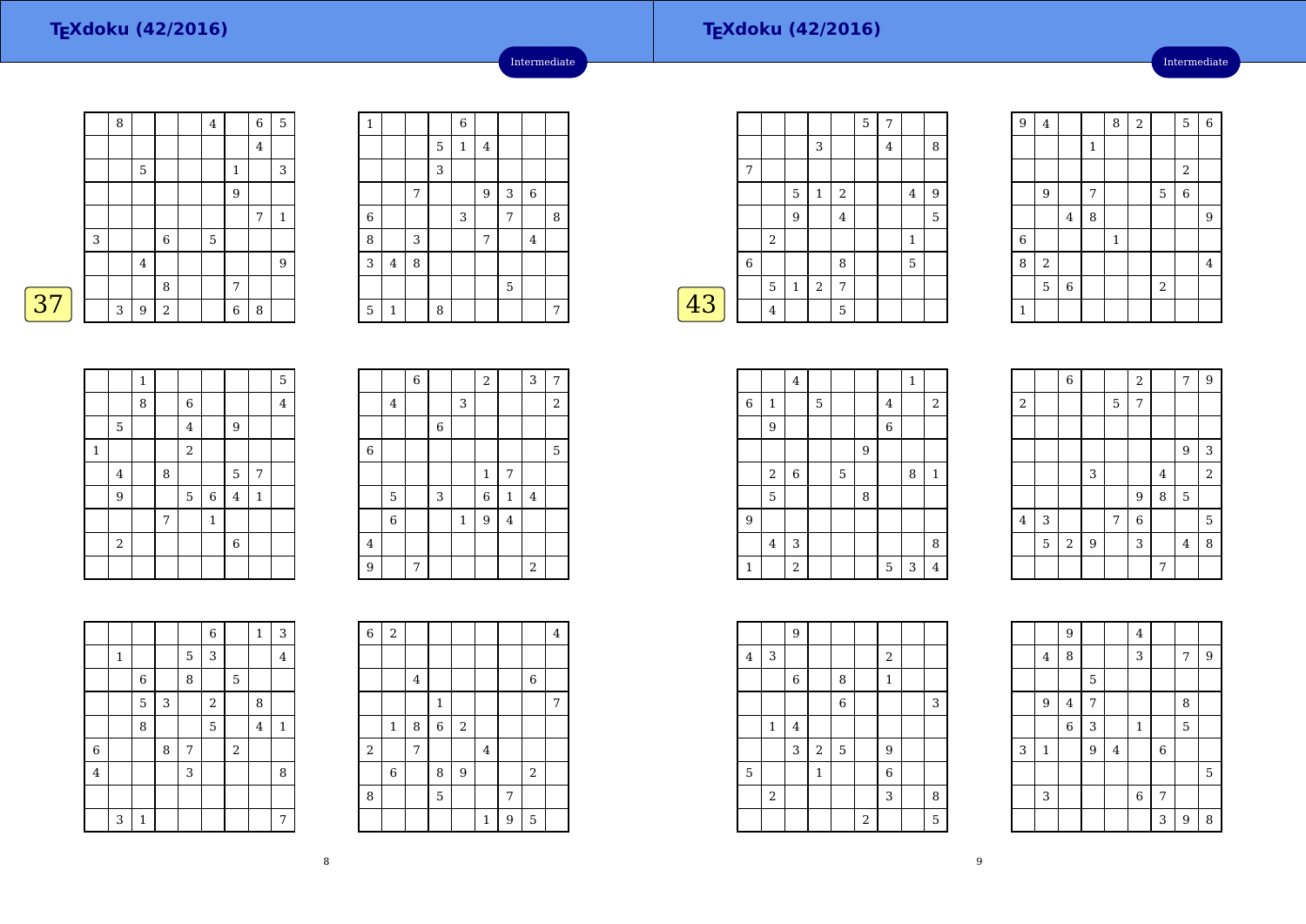## TEXdoku (42/2016)

Intermediate

37

| | | | | | | | | |
|---|---|---|---|---|---|---|---|---|
| | 8 | | | | 4 | | 6 | 5 |
| | | | | | | | 4 | |
| | | 5 | | | | 1 | | 3 |
| | | | | | | 9 | | |
| | | | | | | | 7 | 1 |
| 3 | | | 6 | | 5 | | | |
| | | 4 | | | | | | 9 |
| | | | 8 | | | 7 | | |
| | 3 | 9 | 2 | | | 6 | 8 | |

| | | | | | | | | |
|---|---|---|---|---|---|---|---|---|
| 1 | | | | 6 | | | | |
| | | | 5 | 1 | 4 | | | |
| | | | 3 | | | | | |
| | | 7 | | | 9 | 3 | 6 | |
| 6 | | | | 3 | | 7 | | 8 |
| 8 | | 3 | | | 7 | | 4 | |
| 3 | 4 | 8 | | | | | | |
| | | | | | | 5 | | |
| 5 | 1 | | 8 | | | | | 7 |

| | | | | | | | | |
|---|---|---|---|---|---|---|---|---|
| | | 1 | | | | | | 5 |
| | | 8 | | 6 | | | | 4 |
| | 5 | | | 4 | | 9 | | |
| 1 | | | | 2 | | | | |
| | 4 | | 8 | | | 5 | 7 | |
| | 9 | | | 5 | 6 | 4 | 1 | |
| | | | 7 | | 1 | | | |
| | 2 | | | | | 6 | | |
| | | | | | | | | |

| | | | | | | | | |
|---|---|---|---|---|---|---|---|---|
| | | 6 | | | 2 | | 3 | 7 |
| | 4 | | | 3 | | | | 2 |
| | | | 6 | | | | | |
| 6 | | | | | | | | 5 |
| | | | | | 1 | 7 | | |
| | 5 | | 3 | | 6 | 1 | 4 | |
| | 6 | | | 1 | 9 | 4 | | |
| 4 | | | | | | | | |
| 9 | | 7 | | | | | 2 | |

| | | | | | | | | |
|---|---|---|---|---|---|---|---|---|
| | | | | | 6 | | 1 | 3 |
| | 1 | | | 5 | 3 | | | 4 |
| | | 6 | | 8 | | 5 | | |
| | | 5 | 3 | | 2 | | 8 | |
| | | 8 | | | 5 | | 4 | 1 |
| 6 | | | 8 | 7 | | 2 | | |
| 4 | | | | 3 | | | | 8 |
| | | | | | | | | |
| | 3 | 1 | | | | | | 7 |

| | | | | | | | | |
|---|---|---|---|---|---|---|---|---|
| 6 | 2 | | | | | | | 4 |
| | | | | | | | | |
| | | 4 | | | | | 6 | |
| | | | 1 | | | | | 7 |
| | 1 | 8 | 6 | 2 | | | | |
| 2 | | 7 | | | 4 | | | |
| | 6 | | 8 | 9 | | | 2 | |
| 8 | | | 5 | | | 7 | | |
| | | | | | 1 | 9 | 5 | |

## TEXdoku (42/2016)

Intermediate

43

| | | | | | | | | |
|---|---|---|---|---|---|---|---|---|
| | | | | | 5 | 7 | | |
| | | | 3 | | | 4 | | 8 |
| 7 | | | | | | | | |
| | | 5 | 1 | 2 | | | 4 | 9 |
| | | 9 | | 4 | | | | 5 |
| | 2 | | | | | | 1 | |
| 6 | | | | 8 | | | 5 | |
| | 5 | 1 | 2 | 7 | | | | |
| | 4 | | | 5 | | | | |

| | | | | | | | | |
|---|---|---|---|---|---|---|---|---|
| 9 | 4 | | | 8 | 2 | | 5 | 6 |
| | | | 1 | | | | | |
| | | | | | | | 2 | |
| | 9 | | 7 | | | 5 | 6 | |
| | | 4 | 8 | | | | | 9 |
| 6 | | | | 1 | | | | |
| 8 | 2 | | | | | | | 4 |
| | 5 | 6 | | | | 2 | | |
| 1 | | | | | | | | |

| | | | | | | | | |
|---|---|---|---|---|---|---|---|---|
| | | 4 | | | | | 1 | |
| 6 | 1 | | 5 | | | 4 | | 2 |
| | 9 | | | | | 6 | | |
| | | | | | 9 | | | |
| | 2 | 6 | | 5 | | | 8 | 1 |
| | 5 | | | | 8 | | | |
| 9 | | | | | | | | |
| | 4 | 3 | | | | | | 8 |
| 1 | | 2 | | | | 5 | 3 | 4 |

| | | | | | | | | |
|---|---|---|---|---|---|---|---|---|
| | | 6 | | | 2 | | 7 | 9 |
| 2 | | | | 5 | 7 | | | |
| | | | | | | | | |
| | | | | | | | 9 | 3 |
| | | | 3 | | | 4 | | 2 |
| | | | | | 9 | 8 | 5 | |
| 4 | 3 | | | 7 | 6 | | | 5 |
| | 5 | 2 | 9 | | 3 | | 4 | 8 |
| | | | | | | 7 | | |

| | | | | | | | | |
|---|---|---|---|---|---|---|---|---|
| | | 9 | | | | | | |
| 4 | 3 | | | | | 2 | | |
| | | 6 | | 8 | | 1 | | |
| | | | | 6 | | | | 3 |
| | 1 | 4 | | | | | | |
| | | 3 | 2 | 5 | | 9 | | |
| 5 | | | 1 | | | 6 | | |
| | 2 | | | | | 3 | | 8 |
| | | | | | 2 | | | 5 |

| | | | | | | | | |
|---|---|---|---|---|---|---|---|---|
| | | 9 | | | 4 | | | |
| | 4 | 8 | | | 3 | | 7 | 9 |
| | | | 5 | | | | | |
| | 9 | 4 | 7 | | | | 8 | |
| | | 6 | 3 | | 1 | | 5 | |
| 3 | 1 | | 9 | 4 | | 6 | | |
| | | | | | | | | 5 |
| | 3 | | | | 6 | 7 | | |
| | | | | | | 3 | 9 | 8 |